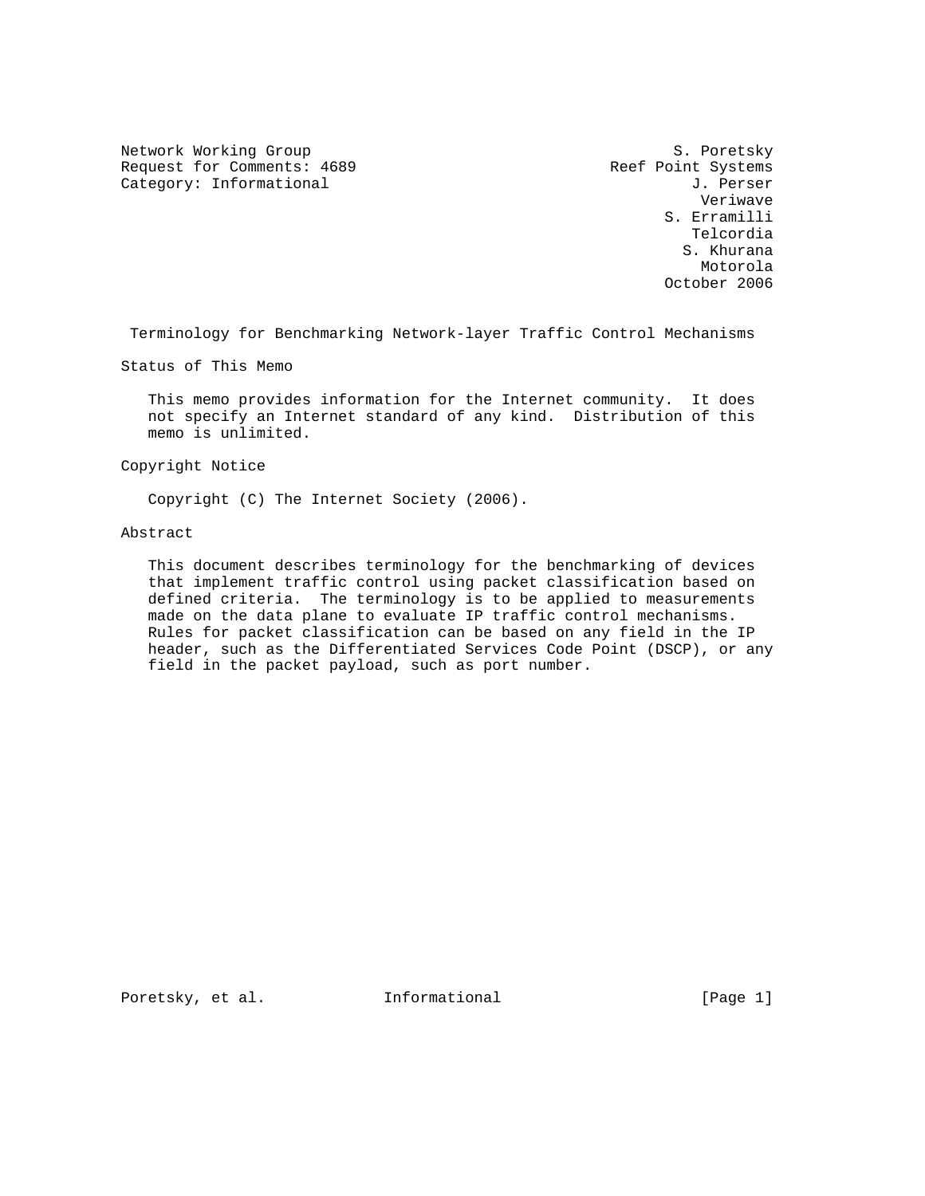Network Working Group S. Poretsky
Request for Comments: 4689 Reef Point Systems
Category: Informational J. Perser
Veriwave
S. Erramilli
Telcordia
S. Khurana
Motorola
October 2006

# Terminology for Benchmarking Network-layer Traffic Control Mechanisms

## Status of This Memo

This memo provides information for the Internet community. It does not specify an Internet standard of any kind. Distribution of this memo is unlimited.

## Copyright Notice

Copyright (C) The Internet Society (2006).

## Abstract

This document describes terminology for the benchmarking of devices that implement traffic control using packet classification based on defined criteria. The terminology is to be applied to measurements made on the data plane to evaluate IP traffic control mechanisms. Rules for packet classification can be based on any field in the IP header, such as the Differentiated Services Code Point (DSCP), or any field in the packet payload, such as port number.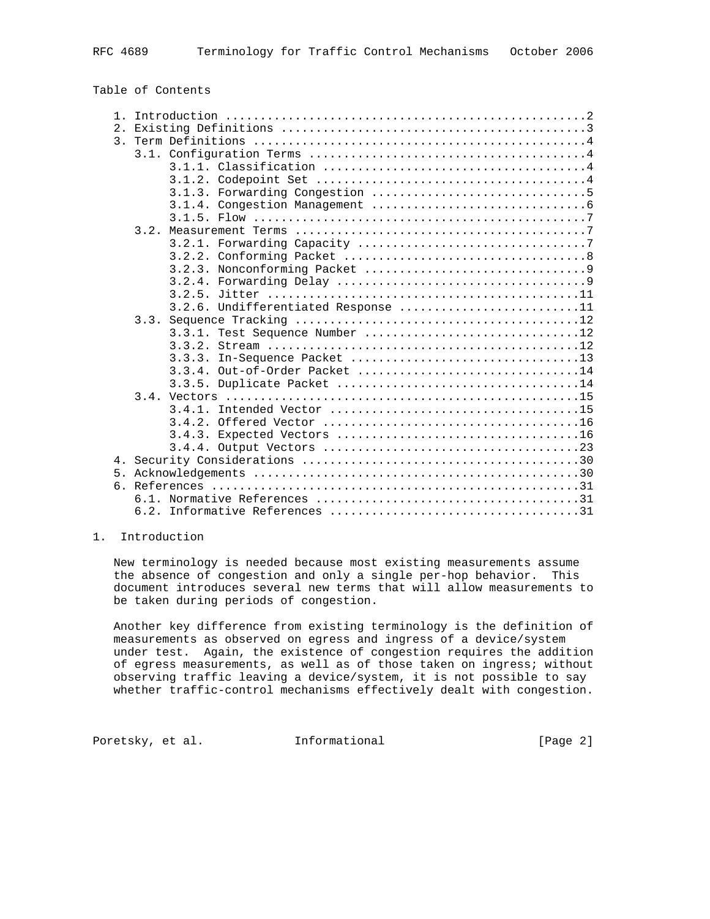## Table of Contents

```
   1. Introduction ....................................................2
   2. Existing Definitions ............................................3
   3. Term Definitions ................................................4
      3.1. Configuration Terms ........................................4
           3.1.1. Classification ......................................4
           3.1.2. Codepoint Set .......................................4
           3.1.3. Forwarding Congestion ...............................5
           3.1.4. Congestion Management ...............................6
           3.1.5. Flow ................................................7
      3.2. Measurement Terms ..........................................7
           3.2.1. Forwarding Capacity .................................7
           3.2.2. Conforming Packet ...................................8
           3.2.3. Nonconforming Packet ................................9
           3.2.4. Forwarding Delay ....................................9
           3.2.5. Jitter .............................................11
           3.2.6. Undifferentiated Response ..........................11
      3.3. Sequence Tracking .........................................12
           3.3.1. Test Sequence Number ...............................12
           3.3.2. Stream .............................................12
           3.3.3. In-Sequence Packet .................................13
           3.3.4. Out-of-Order Packet ................................14
           3.3.5. Duplicate Packet ...................................14
      3.4. Vectors ...................................................15
           3.4.1. Intended Vector ....................................15
           3.4.2. Offered Vector .....................................16
           3.4.3. Expected Vectors ...................................16
           3.4.4. Output Vectors .....................................23
   4. Security Considerations ........................................30
   5. Acknowledgements ...............................................30
   6. References .....................................................31
      6.1. Normative References ......................................31
      6.2. Informative References ....................................31
```

## 1. Introduction

New terminology is needed because most existing measurements assume the absence of congestion and only a single per-hop behavior. This document introduces several new terms that will allow measurements to be taken during periods of congestion.

Another key difference from existing terminology is the definition of measurements as observed on egress and ingress of a device/system under test. Again, the existence of congestion requires the addition of egress measurements, as well as of those taken on ingress; without observing traffic leaving a device/system, it is not possible to say whether traffic-control mechanisms effectively dealt with congestion.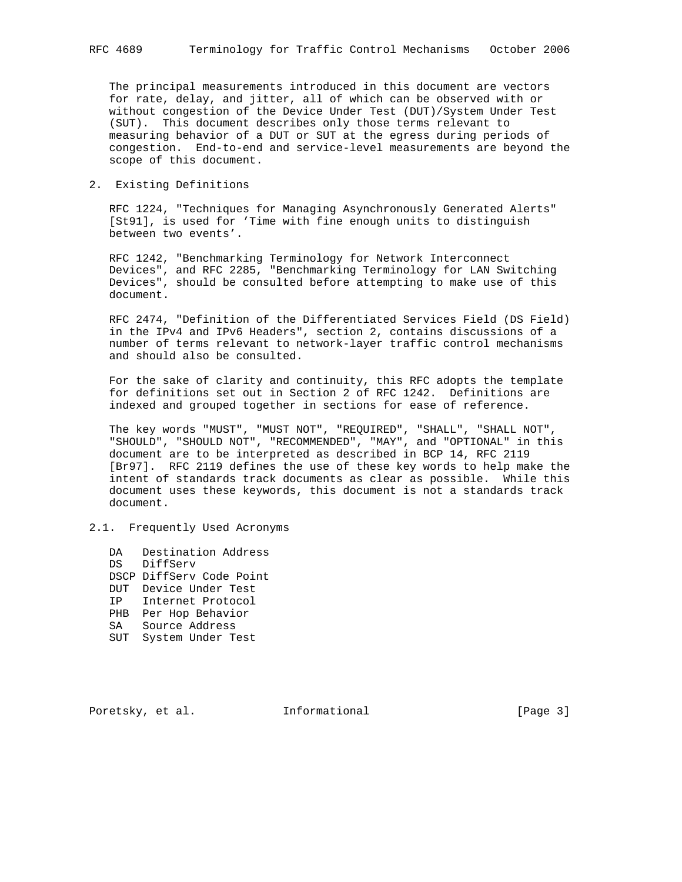The principal measurements introduced in this document are vectors for rate, delay, and jitter, all of which can be observed with or without congestion of the Device Under Test (DUT)/System Under Test (SUT). This document describes only those terms relevant to measuring behavior of a DUT or SUT at the egress during periods of congestion. End-to-end and service-level measurements are beyond the scope of this document.

## 2. Existing Definitions

RFC 1224, "Techniques for Managing Asynchronously Generated Alerts" [St91], is used for 'Time with fine enough units to distinguish between two events'.

RFC 1242, "Benchmarking Terminology for Network Interconnect Devices", and RFC 2285, "Benchmarking Terminology for LAN Switching Devices", should be consulted before attempting to make use of this document.

RFC 2474, "Definition of the Differentiated Services Field (DS Field) in the IPv4 and IPv6 Headers", section 2, contains discussions of a number of terms relevant to network-layer traffic control mechanisms and should also be consulted.

For the sake of clarity and continuity, this RFC adopts the template for definitions set out in Section 2 of RFC 1242. Definitions are indexed and grouped together in sections for ease of reference.

The key words "MUST", "MUST NOT", "REQUIRED", "SHALL", "SHALL NOT", "SHOULD", "SHOULD NOT", "RECOMMENDED", "MAY", and "OPTIONAL" in this document are to be interpreted as described in BCP 14, RFC 2119 [Br97]. RFC 2119 defines the use of these key words to help make the intent of standards track documents as clear as possible. While this document uses these keywords, this document is not a standards track document.

### 2.1. Frequently Used Acronyms

```
DA   Destination Address
DS   DiffServ
DSCP DiffServ Code Point
DUT  Device Under Test
IP   Internet Protocol
PHB  Per Hop Behavior
SA   Source Address
SUT  System Under Test
```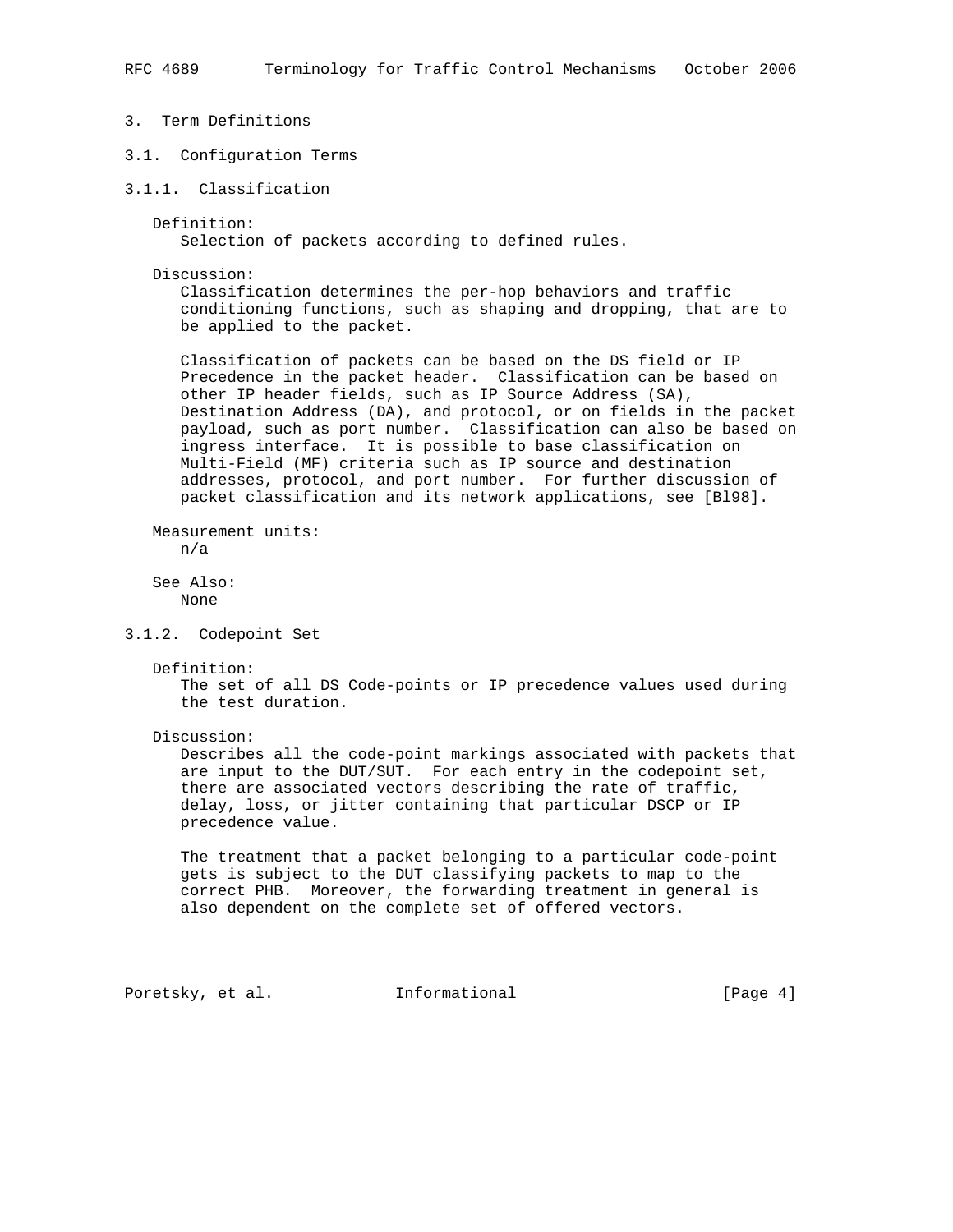# 3. Term Definitions

## 3.1. Configuration Terms

### 3.1.1. Classification

Definition:
Selection of packets according to defined rules.

Discussion:
Classification determines the per-hop behaviors and traffic conditioning functions, such as shaping and dropping, that are to be applied to the packet.

Classification of packets can be based on the DS field or IP Precedence in the packet header. Classification can be based on other IP header fields, such as IP Source Address (SA), Destination Address (DA), and protocol, or on fields in the packet payload, such as port number. Classification can also be based on ingress interface. It is possible to base classification on Multi-Field (MF) criteria such as IP source and destination addresses, protocol, and port number. For further discussion of packet classification and its network applications, see [Bl98].

Measurement units:
n/a

See Also:
None

### 3.1.2. Codepoint Set

Definition:
The set of all DS Code-points or IP precedence values used during the test duration.

Discussion:
Describes all the code-point markings associated with packets that are input to the DUT/SUT. For each entry in the codepoint set, there are associated vectors describing the rate of traffic, delay, loss, or jitter containing that particular DSCP or IP precedence value.

The treatment that a packet belonging to a particular code-point gets is subject to the DUT classifying packets to map to the correct PHB. Moreover, the forwarding treatment in general is also dependent on the complete set of offered vectors.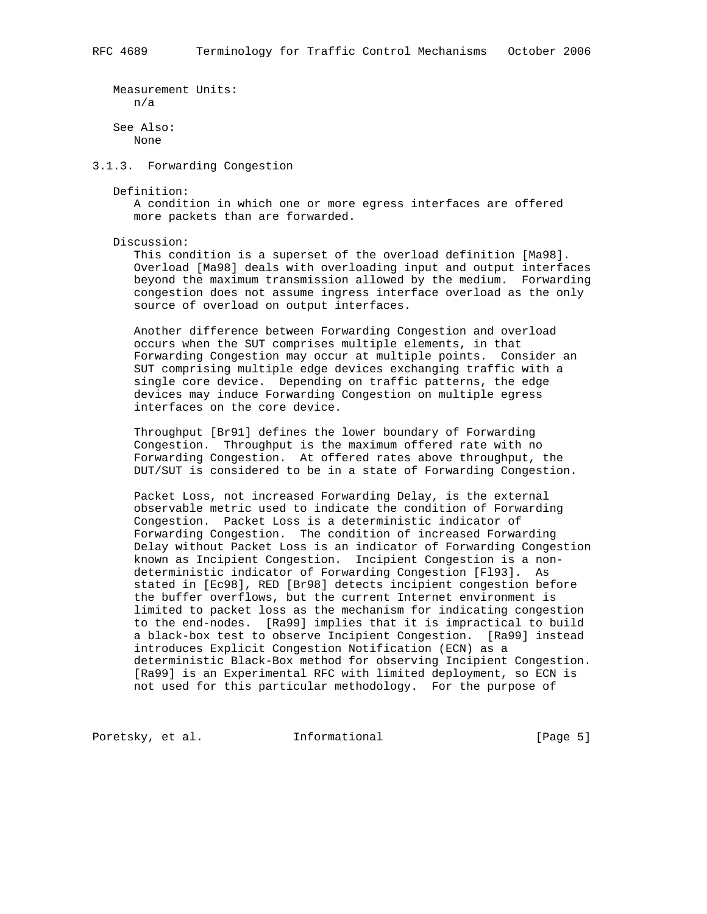Measurement Units:
n/a

See Also:
None

### 3.1.3. Forwarding Congestion

Definition:
A condition in which one or more egress interfaces are offered more packets than are forwarded.

Discussion:
This condition is a superset of the overload definition [Ma98]. Overload [Ma98] deals with overloading input and output interfaces beyond the maximum transmission allowed by the medium. Forwarding congestion does not assume ingress interface overload as the only source of overload on output interfaces.

Another difference between Forwarding Congestion and overload occurs when the SUT comprises multiple elements, in that Forwarding Congestion may occur at multiple points. Consider an SUT comprising multiple edge devices exchanging traffic with a single core device. Depending on traffic patterns, the edge devices may induce Forwarding Congestion on multiple egress interfaces on the core device.

Throughput [Br91] defines the lower boundary of Forwarding Congestion. Throughput is the maximum offered rate with no Forwarding Congestion. At offered rates above throughput, the DUT/SUT is considered to be in a state of Forwarding Congestion.

Packet Loss, not increased Forwarding Delay, is the external observable metric used to indicate the condition of Forwarding Congestion. Packet Loss is a deterministic indicator of Forwarding Congestion. The condition of increased Forwarding Delay without Packet Loss is an indicator of Forwarding Congestion known as Incipient Congestion. Incipient Congestion is a non-deterministic indicator of Forwarding Congestion [Fl93]. As stated in [Ec98], RED [Br98] detects incipient congestion before the buffer overflows, but the current Internet environment is limited to packet loss as the mechanism for indicating congestion to the end-nodes. [Ra99] implies that it is impractical to build a black-box test to observe Incipient Congestion. [Ra99] instead introduces Explicit Congestion Notification (ECN) as a deterministic Black-Box method for observing Incipient Congestion. [Ra99] is an Experimental RFC with limited deployment, so ECN is not used for this particular methodology. For the purpose of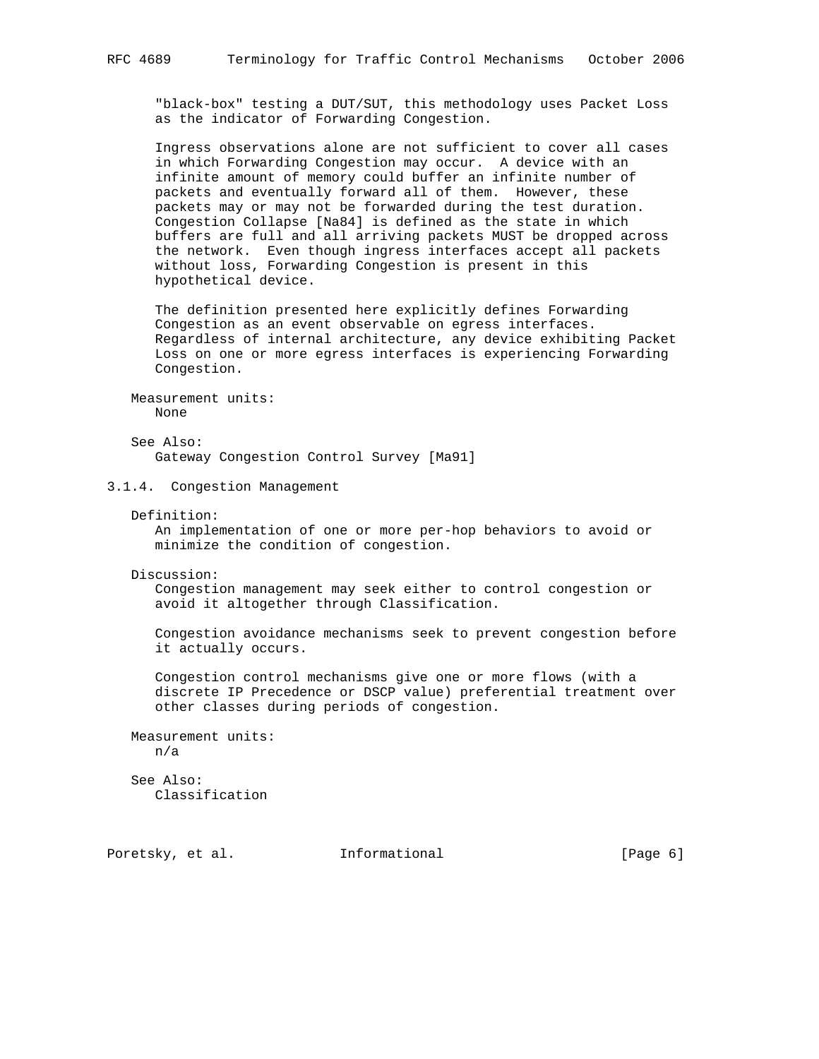"black-box" testing a DUT/SUT, this methodology uses Packet Loss as the indicator of Forwarding Congestion.

Ingress observations alone are not sufficient to cover all cases in which Forwarding Congestion may occur. A device with an infinite amount of memory could buffer an infinite number of packets and eventually forward all of them. However, these packets may or may not be forwarded during the test duration. Congestion Collapse [Na84] is defined as the state in which buffers are full and all arriving packets MUST be dropped across the network. Even though ingress interfaces accept all packets without loss, Forwarding Congestion is present in this hypothetical device.

The definition presented here explicitly defines Forwarding Congestion as an event observable on egress interfaces. Regardless of internal architecture, any device exhibiting Packet Loss on one or more egress interfaces is experiencing Forwarding Congestion.

Measurement units:
None

See Also:
Gateway Congestion Control Survey [Ma91]

### 3.1.4. Congestion Management

Definition:
An implementation of one or more per-hop behaviors to avoid or minimize the condition of congestion.

Discussion:
Congestion management may seek either to control congestion or avoid it altogether through Classification.

Congestion avoidance mechanisms seek to prevent congestion before it actually occurs.

Congestion control mechanisms give one or more flows (with a discrete IP Precedence or DSCP value) preferential treatment over other classes during periods of congestion.

Measurement units:
n/a

See Also:
Classification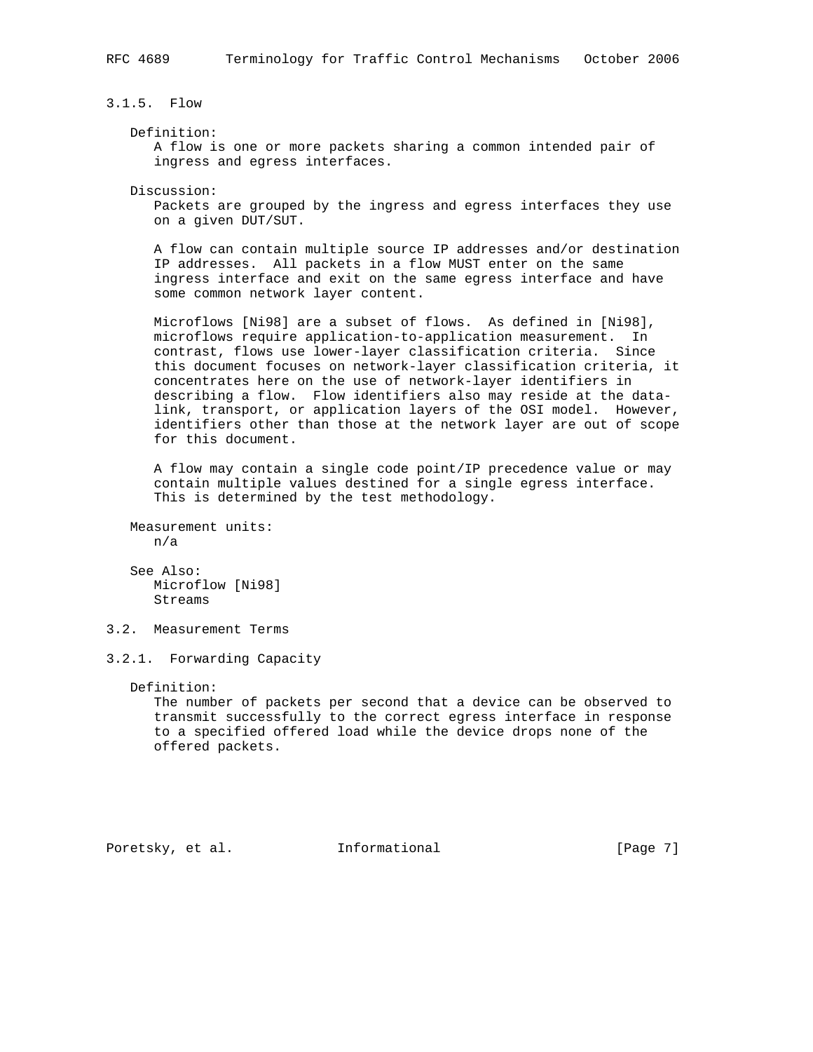### 3.1.5. Flow

Definition:

A flow is one or more packets sharing a common intended pair of ingress and egress interfaces.

Discussion:

Packets are grouped by the ingress and egress interfaces they use on a given DUT/SUT.

A flow can contain multiple source IP addresses and/or destination IP addresses. All packets in a flow MUST enter on the same ingress interface and exit on the same egress interface and have some common network layer content.

Microflows [Ni98] are a subset of flows. As defined in [Ni98], microflows require application-to-application measurement. In contrast, flows use lower-layer classification criteria. Since this document focuses on network-layer classification criteria, it concentrates here on the use of network-layer identifiers in describing a flow. Flow identifiers also may reside at the data-link, transport, or application layers of the OSI model. However, identifiers other than those at the network layer are out of scope for this document.

A flow may contain a single code point/IP precedence value or may contain multiple values destined for a single egress interface. This is determined by the test methodology.

Measurement units:

n/a

See Also:

Microflow [Ni98]
Streams

## 3.2. Measurement Terms

### 3.2.1. Forwarding Capacity

Definition:

The number of packets per second that a device can be observed to transmit successfully to the correct egress interface in response to a specified offered load while the device drops none of the offered packets.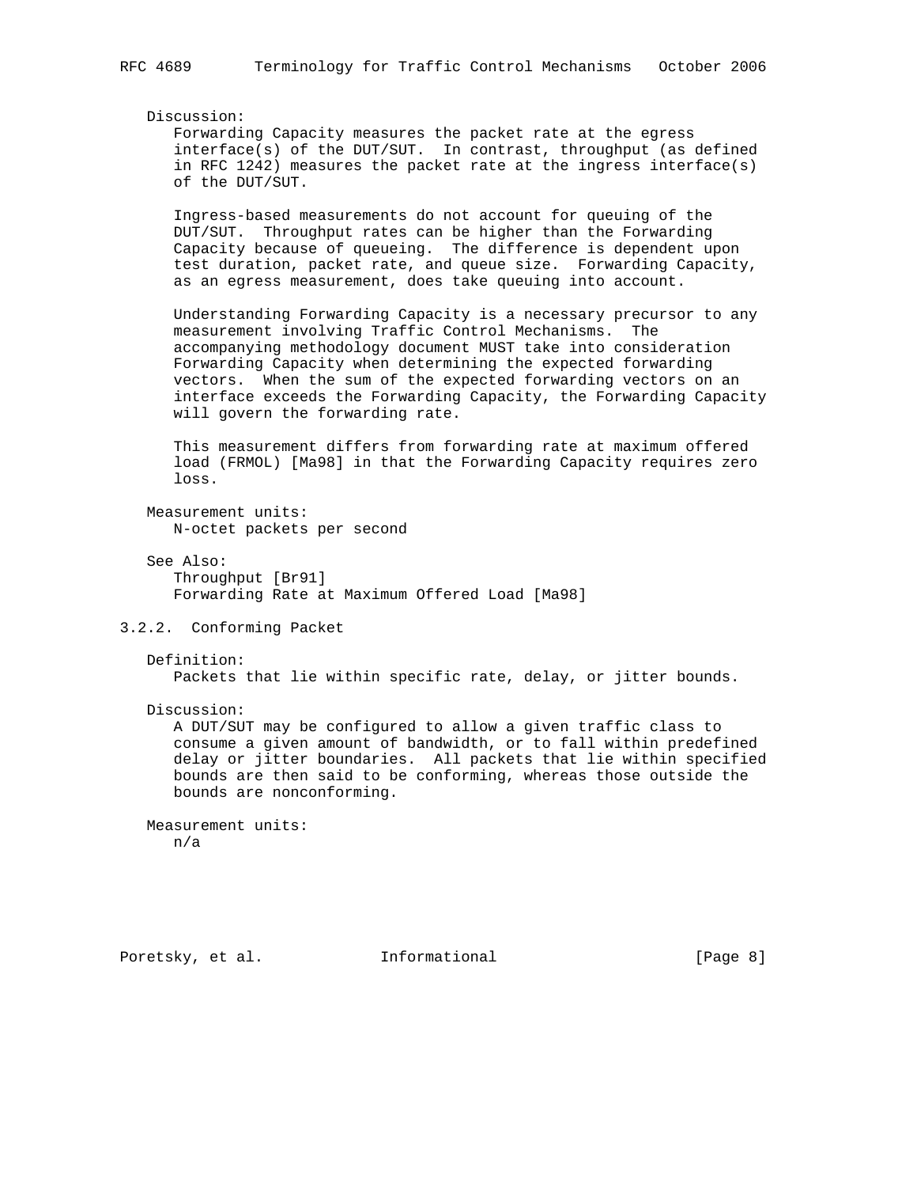Discussion:

Forwarding Capacity measures the packet rate at the egress interface(s) of the DUT/SUT. In contrast, throughput (as defined in RFC 1242) measures the packet rate at the ingress interface(s) of the DUT/SUT.

Ingress-based measurements do not account for queuing of the DUT/SUT. Throughput rates can be higher than the Forwarding Capacity because of queueing. The difference is dependent upon test duration, packet rate, and queue size. Forwarding Capacity, as an egress measurement, does take queuing into account.

Understanding Forwarding Capacity is a necessary precursor to any measurement involving Traffic Control Mechanisms. The accompanying methodology document MUST take into consideration Forwarding Capacity when determining the expected forwarding vectors. When the sum of the expected forwarding vectors on an interface exceeds the Forwarding Capacity, the Forwarding Capacity will govern the forwarding rate.

This measurement differs from forwarding rate at maximum offered load (FRMOL) [Ma98] in that the Forwarding Capacity requires zero loss.

Measurement units:

N-octet packets per second

See Also:

Throughput [Br91]
Forwarding Rate at Maximum Offered Load [Ma98]

### 3.2.2. Conforming Packet

Definition:

Packets that lie within specific rate, delay, or jitter bounds.

Discussion:

A DUT/SUT may be configured to allow a given traffic class to consume a given amount of bandwidth, or to fall within predefined delay or jitter boundaries. All packets that lie within specified bounds are then said to be conforming, whereas those outside the bounds are nonconforming.

Measurement units:

n/a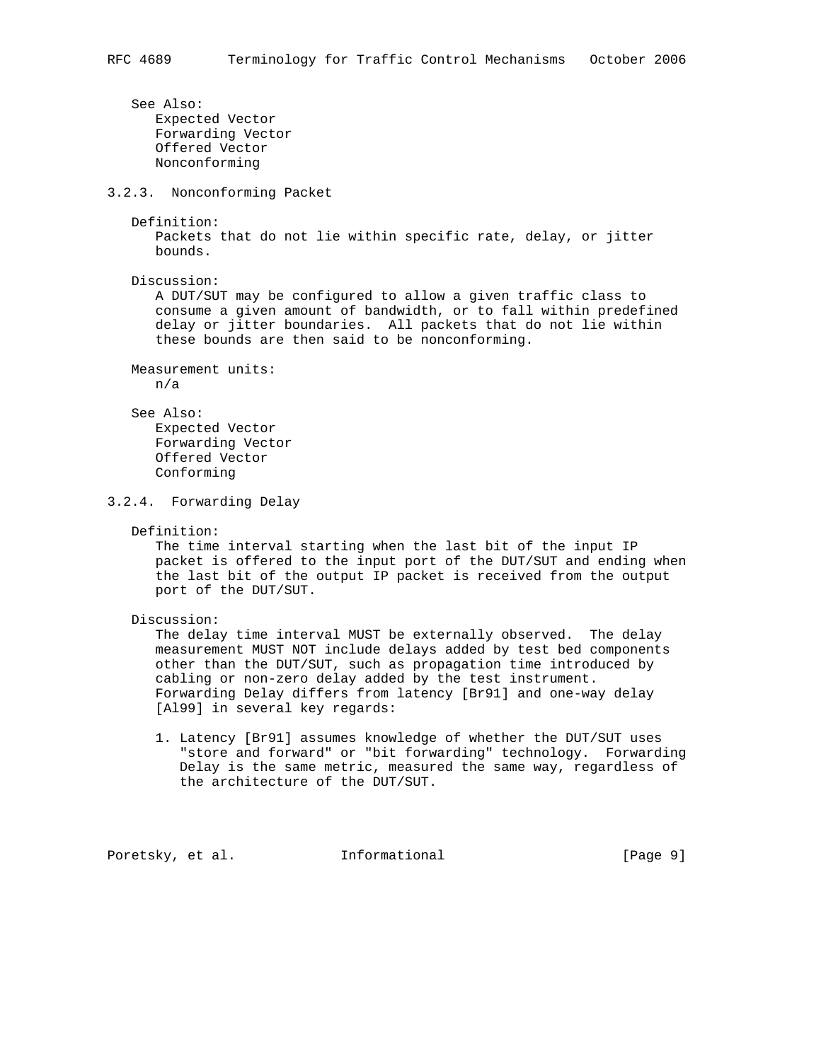See Also:
Expected Vector
Forwarding Vector
Offered Vector
Nonconforming

### 3.2.3. Nonconforming Packet

Definition:
Packets that do not lie within specific rate, delay, or jitter bounds.

Discussion:
A DUT/SUT may be configured to allow a given traffic class to consume a given amount of bandwidth, or to fall within predefined delay or jitter boundaries. All packets that do not lie within these bounds are then said to be nonconforming.

Measurement units:
n/a

See Also:
Expected Vector
Forwarding Vector
Offered Vector
Conforming

### 3.2.4. Forwarding Delay

Definition:
The time interval starting when the last bit of the input IP packet is offered to the input port of the DUT/SUT and ending when the last bit of the output IP packet is received from the output port of the DUT/SUT.

Discussion:
The delay time interval MUST be externally observed. The delay measurement MUST NOT include delays added by test bed components other than the DUT/SUT, such as propagation time introduced by cabling or non-zero delay added by the test instrument. Forwarding Delay differs from latency [Br91] and one-way delay [Al99] in several key regards:

1. Latency [Br91] assumes knowledge of whether the DUT/SUT uses "store and forward" or "bit forwarding" technology. Forwarding Delay is the same metric, measured the same way, regardless of the architecture of the DUT/SUT.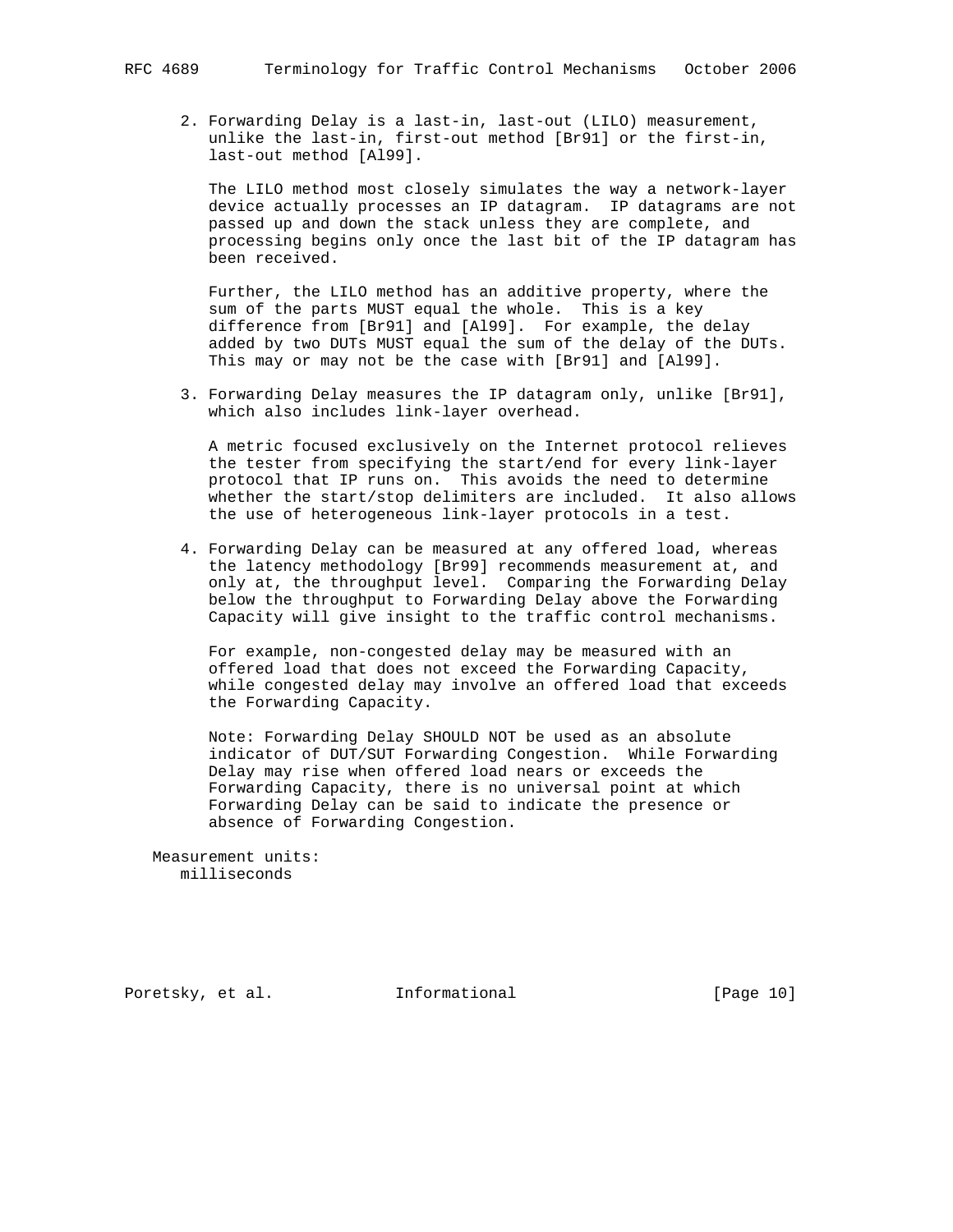2. Forwarding Delay is a last-in, last-out (LILO) measurement, unlike the last-in, first-out method [Br91] or the first-in, last-out method [Al99].

   The LILO method most closely simulates the way a network-layer device actually processes an IP datagram. IP datagrams are not passed up and down the stack unless they are complete, and processing begins only once the last bit of the IP datagram has been received.

   Further, the LILO method has an additive property, where the sum of the parts MUST equal the whole. This is a key difference from [Br91] and [Al99]. For example, the delay added by two DUTs MUST equal the sum of the delay of the DUTs. This may or may not be the case with [Br91] and [Al99].

3. Forwarding Delay measures the IP datagram only, unlike [Br91], which also includes link-layer overhead.

   A metric focused exclusively on the Internet protocol relieves the tester from specifying the start/end for every link-layer protocol that IP runs on. This avoids the need to determine whether the start/stop delimiters are included. It also allows the use of heterogeneous link-layer protocols in a test.

4. Forwarding Delay can be measured at any offered load, whereas the latency methodology [Br99] recommends measurement at, and only at, the throughput level. Comparing the Forwarding Delay below the throughput to Forwarding Delay above the Forwarding Capacity will give insight to the traffic control mechanisms.

   For example, non-congested delay may be measured with an offered load that does not exceed the Forwarding Capacity, while congested delay may involve an offered load that exceeds the Forwarding Capacity.

   Note: Forwarding Delay SHOULD NOT be used as an absolute indicator of DUT/SUT Forwarding Congestion. While Forwarding Delay may rise when offered load nears or exceeds the Forwarding Capacity, there is no universal point at which Forwarding Delay can be said to indicate the presence or absence of Forwarding Congestion.

Measurement units:
   milliseconds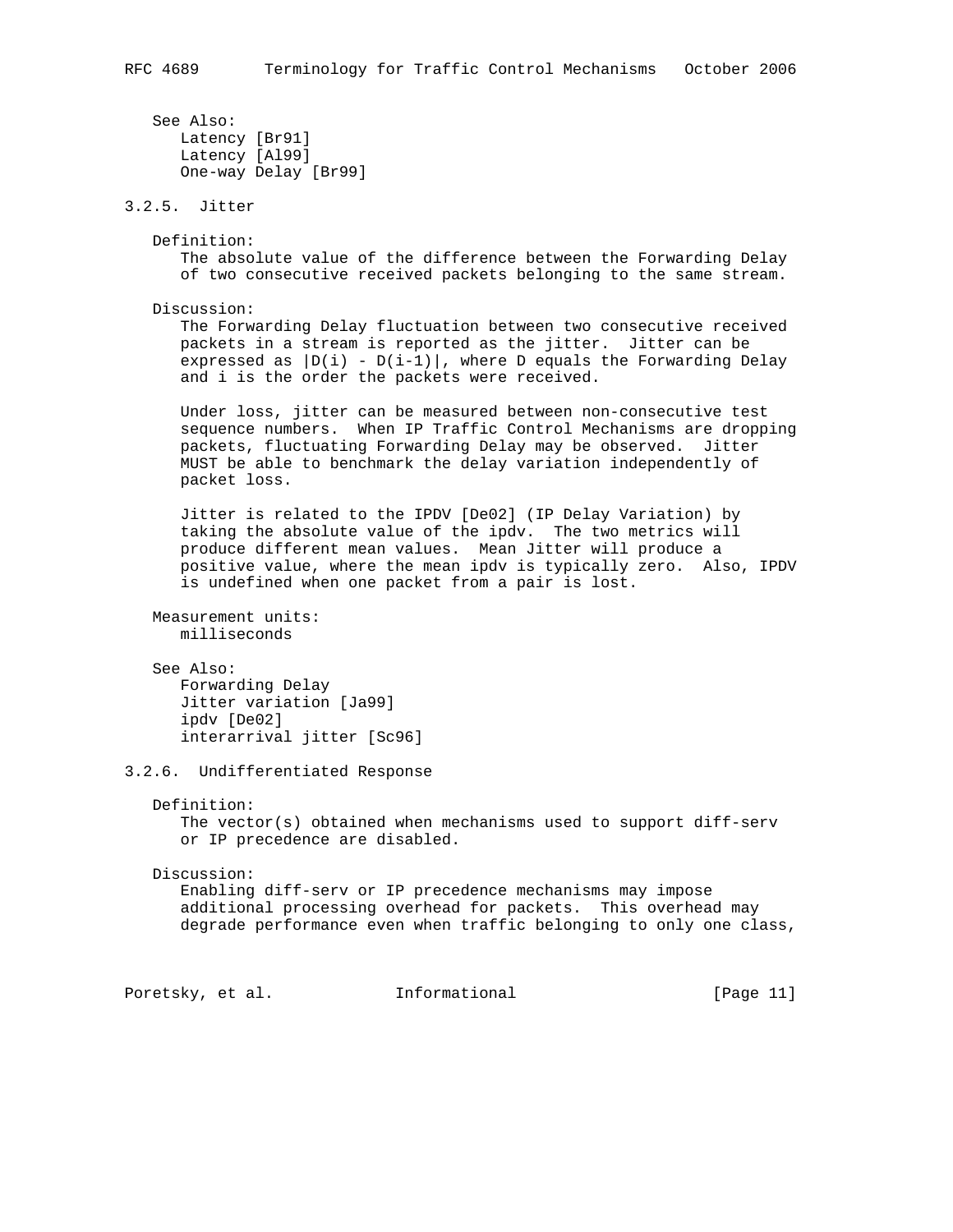See Also:
Latency [Br91]
Latency [Al99]
One-way Delay [Br99]

### 3.2.5. Jitter

Definition:
The absolute value of the difference between the Forwarding Delay of two consecutive received packets belonging to the same stream.

Discussion:
The Forwarding Delay fluctuation between two consecutive received packets in a stream is reported as the jitter. Jitter can be expressed as $|D(i) - D(i-1)|$, where D equals the Forwarding Delay and i is the order the packets were received.

Under loss, jitter can be measured between non-consecutive test sequence numbers. When IP Traffic Control Mechanisms are dropping packets, fluctuating Forwarding Delay may be observed. Jitter MUST be able to benchmark the delay variation independently of packet loss.

Jitter is related to the IPDV [De02] (IP Delay Variation) by taking the absolute value of the ipdv. The two metrics will produce different mean values. Mean Jitter will produce a positive value, where the mean ipdv is typically zero. Also, IPDV is undefined when one packet from a pair is lost.

Measurement units:
milliseconds

See Also:
Forwarding Delay
Jitter variation [Ja99]
ipdv [De02]
interarrival jitter [Sc96]

### 3.2.6. Undifferentiated Response

Definition:
The vector(s) obtained when mechanisms used to support diff-serv or IP precedence are disabled.

Discussion:
Enabling diff-serv or IP precedence mechanisms may impose additional processing overhead for packets. This overhead may degrade performance even when traffic belonging to only one class,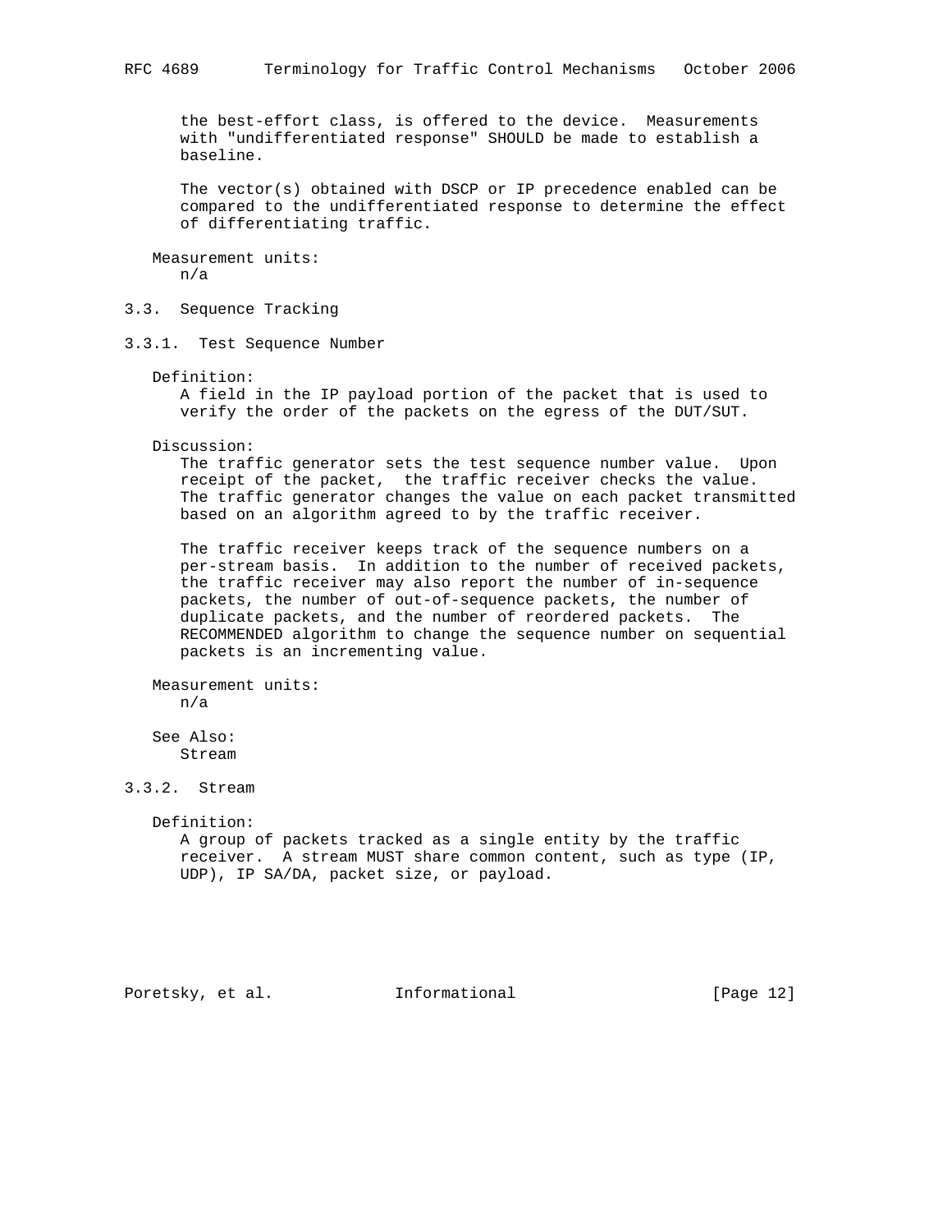the best-effort class, is offered to the device. Measurements with "undifferentiated response" SHOULD be made to establish a baseline.

The vector(s) obtained with DSCP or IP precedence enabled can be compared to the undifferentiated response to determine the effect of differentiating traffic.

Measurement units:
n/a

## 3.3. Sequence Tracking

### 3.3.1. Test Sequence Number

Definition:
A field in the IP payload portion of the packet that is used to verify the order of the packets on the egress of the DUT/SUT.

Discussion:
The traffic generator sets the test sequence number value. Upon receipt of the packet, the traffic receiver checks the value. The traffic generator changes the value on each packet transmitted based on an algorithm agreed to by the traffic receiver.

The traffic receiver keeps track of the sequence numbers on a per-stream basis. In addition to the number of received packets, the traffic receiver may also report the number of in-sequence packets, the number of out-of-sequence packets, the number of duplicate packets, and the number of reordered packets. The RECOMMENDED algorithm to change the sequence number on sequential packets is an incrementing value.

Measurement units:
n/a

See Also:
Stream

### 3.3.2. Stream

Definition:
A group of packets tracked as a single entity by the traffic receiver. A stream MUST share common content, such as type (IP, UDP), IP SA/DA, packet size, or payload.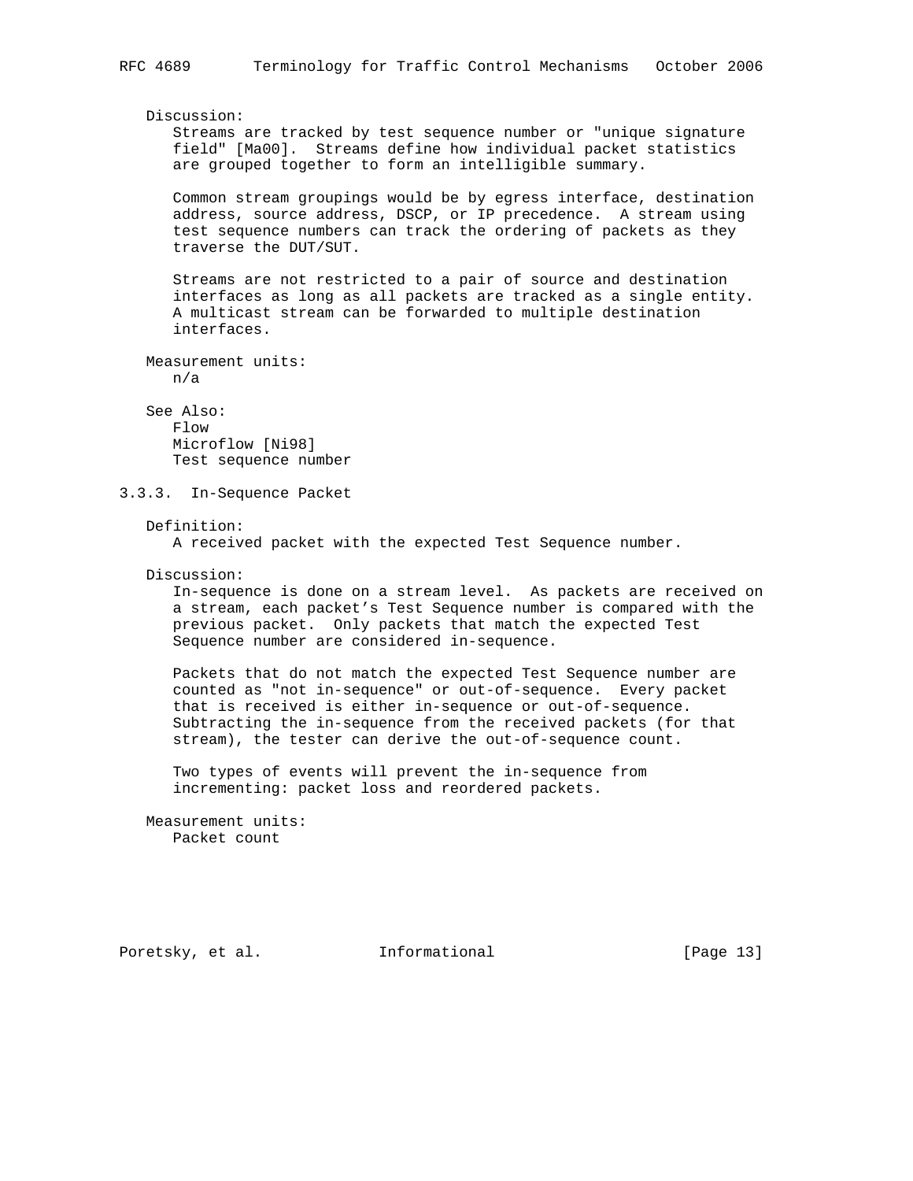Discussion:

Streams are tracked by test sequence number or "unique signature field" [Ma00]. Streams define how individual packet statistics are grouped together to form an intelligible summary.

Common stream groupings would be by egress interface, destination address, source address, DSCP, or IP precedence. A stream using test sequence numbers can track the ordering of packets as they traverse the DUT/SUT.

Streams are not restricted to a pair of source and destination interfaces as long as all packets are tracked as a single entity. A multicast stream can be forwarded to multiple destination interfaces.

Measurement units:

n/a

See Also:

Flow
Microflow [Ni98]
Test sequence number

### 3.3.3. In-Sequence Packet

Definition:

A received packet with the expected Test Sequence number.

Discussion:

In-sequence is done on a stream level. As packets are received on a stream, each packet's Test Sequence number is compared with the previous packet. Only packets that match the expected Test Sequence number are considered in-sequence.

Packets that do not match the expected Test Sequence number are counted as "not in-sequence" or out-of-sequence. Every packet that is received is either in-sequence or out-of-sequence. Subtracting the in-sequence from the received packets (for that stream), the tester can derive the out-of-sequence count.

Two types of events will prevent the in-sequence from incrementing: packet loss and reordered packets.

Measurement units:

Packet count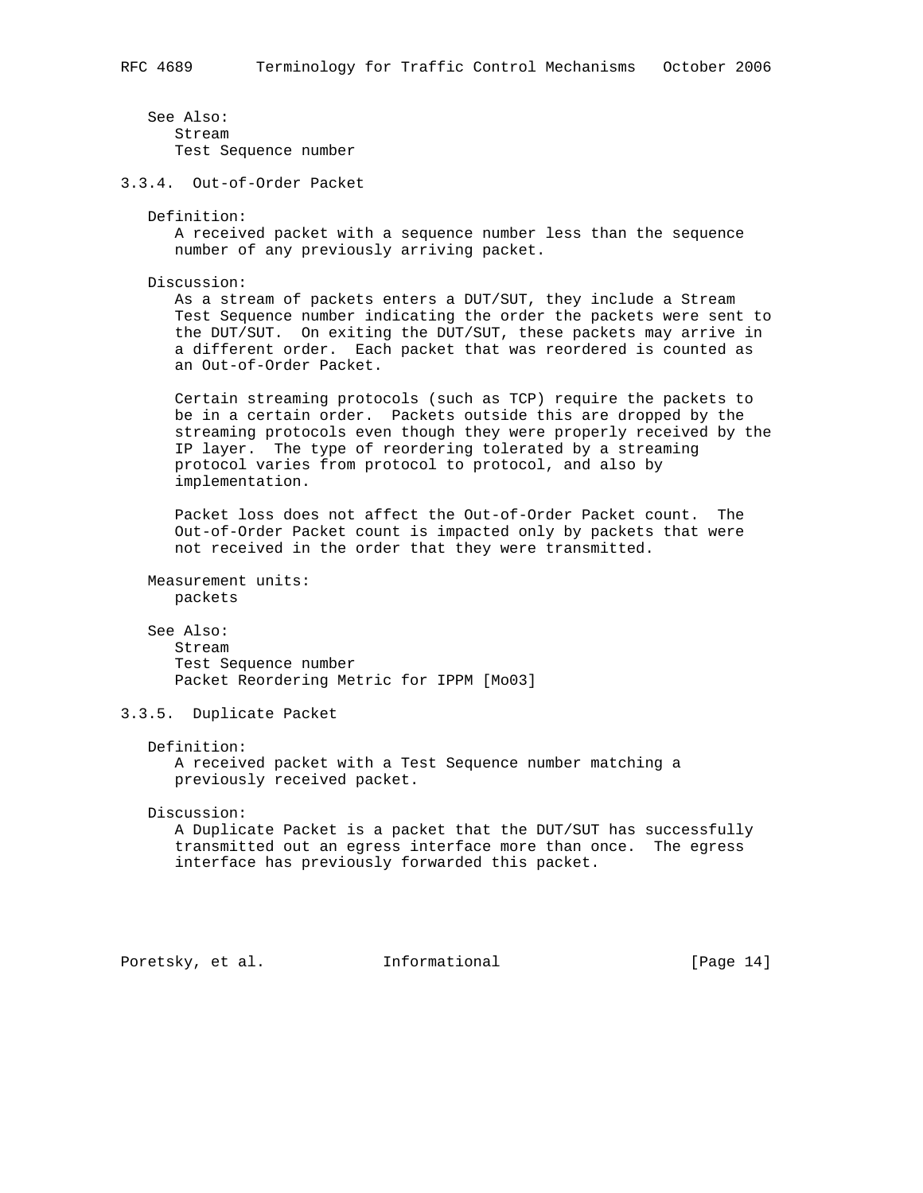See Also:
Stream
Test Sequence number

### 3.3.4. Out-of-Order Packet

Definition:
A received packet with a sequence number less than the sequence number of any previously arriving packet.

Discussion:
As a stream of packets enters a DUT/SUT, they include a Stream Test Sequence number indicating the order the packets were sent to the DUT/SUT. On exiting the DUT/SUT, these packets may arrive in a different order. Each packet that was reordered is counted as an Out-of-Order Packet.

Certain streaming protocols (such as TCP) require the packets to be in a certain order. Packets outside this are dropped by the streaming protocols even though they were properly received by the IP layer. The type of reordering tolerated by a streaming protocol varies from protocol to protocol, and also by implementation.

Packet loss does not affect the Out-of-Order Packet count. The Out-of-Order Packet count is impacted only by packets that were not received in the order that they were transmitted.

Measurement units:
packets

See Also:
Stream
Test Sequence number
Packet Reordering Metric for IPPM [Mo03]

### 3.3.5. Duplicate Packet

Definition:
A received packet with a Test Sequence number matching a previously received packet.

Discussion:
A Duplicate Packet is a packet that the DUT/SUT has successfully transmitted out an egress interface more than once. The egress interface has previously forwarded this packet.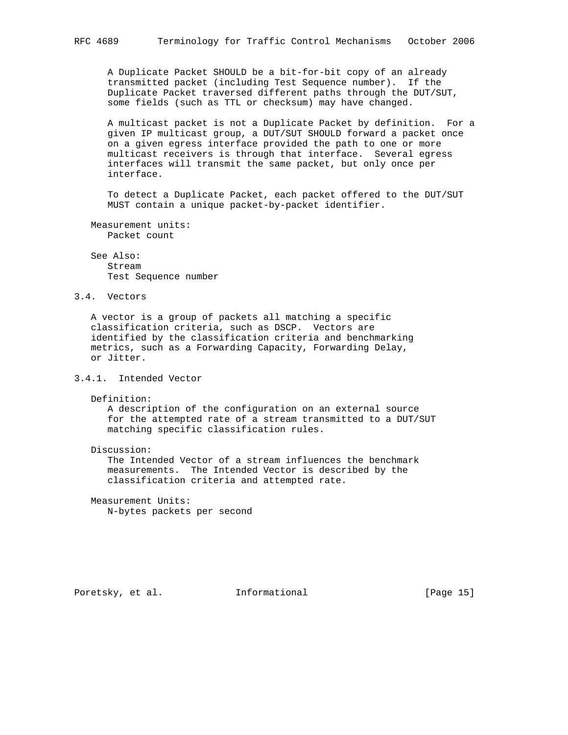A Duplicate Packet SHOULD be a bit-for-bit copy of an already transmitted packet (including Test Sequence number). If the Duplicate Packet traversed different paths through the DUT/SUT, some fields (such as TTL or checksum) may have changed.

A multicast packet is not a Duplicate Packet by definition. For a given IP multicast group, a DUT/SUT SHOULD forward a packet once on a given egress interface provided the path to one or more multicast receivers is through that interface. Several egress interfaces will transmit the same packet, but only once per interface.

To detect a Duplicate Packet, each packet offered to the DUT/SUT MUST contain a unique packet-by-packet identifier.

Measurement units:
Packet count

See Also:
Stream
Test Sequence number

### 3.4. Vectors

A vector is a group of packets all matching a specific classification criteria, such as DSCP. Vectors are identified by the classification criteria and benchmarking metrics, such as a Forwarding Capacity, Forwarding Delay, or Jitter.

#### 3.4.1. Intended Vector

Definition:
A description of the configuration on an external source for the attempted rate of a stream transmitted to a DUT/SUT matching specific classification rules.

Discussion:
The Intended Vector of a stream influences the benchmark measurements. The Intended Vector is described by the classification criteria and attempted rate.

Measurement Units:
N-bytes packets per second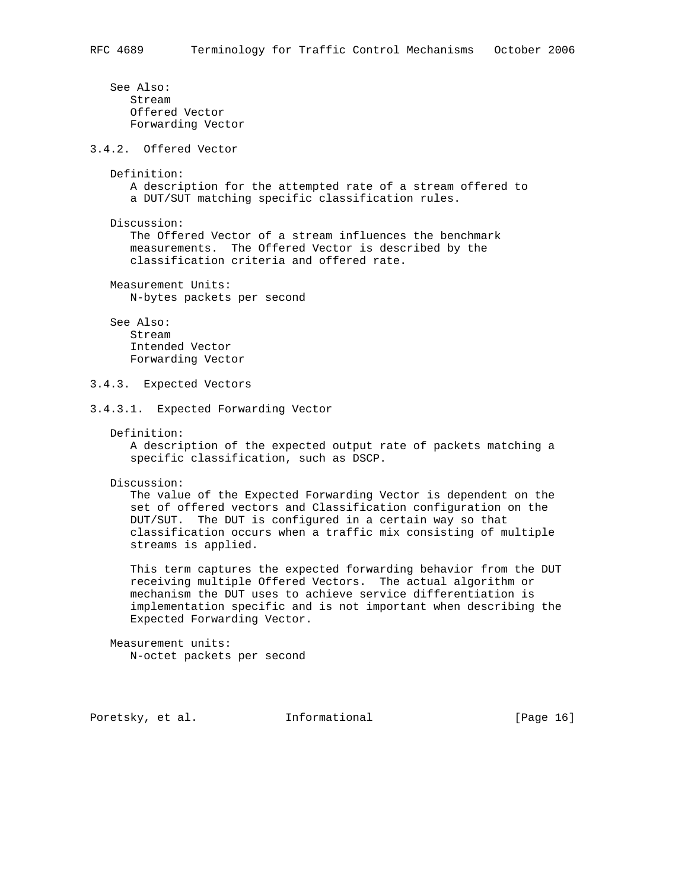See Also:
Stream
Offered Vector
Forwarding Vector

### 3.4.2. Offered Vector

Definition:
A description for the attempted rate of a stream offered to a DUT/SUT matching specific classification rules.

Discussion:
The Offered Vector of a stream influences the benchmark measurements. The Offered Vector is described by the classification criteria and offered rate.

Measurement Units:
N-bytes packets per second

See Also:
Stream
Intended Vector
Forwarding Vector

### 3.4.3. Expected Vectors

#### 3.4.3.1. Expected Forwarding Vector

Definition:
A description of the expected output rate of packets matching a specific classification, such as DSCP.

Discussion:
The value of the Expected Forwarding Vector is dependent on the set of offered vectors and Classification configuration on the DUT/SUT. The DUT is configured in a certain way so that classification occurs when a traffic mix consisting of multiple streams is applied.

This term captures the expected forwarding behavior from the DUT receiving multiple Offered Vectors. The actual algorithm or mechanism the DUT uses to achieve service differentiation is implementation specific and is not important when describing the Expected Forwarding Vector.

Measurement units:
N-octet packets per second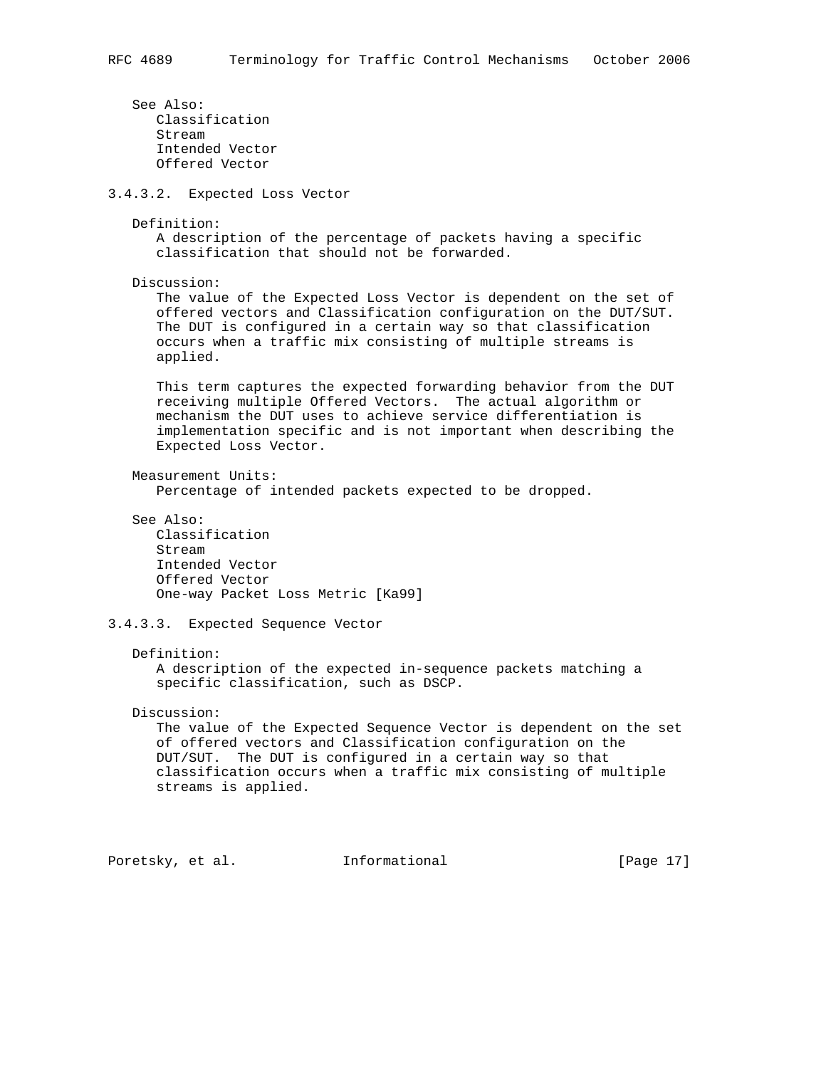See Also:
Classification
Stream
Intended Vector
Offered Vector

#### 3.4.3.2. Expected Loss Vector

Definition:
A description of the percentage of packets having a specific classification that should not be forwarded.

Discussion:
The value of the Expected Loss Vector is dependent on the set of offered vectors and Classification configuration on the DUT/SUT. The DUT is configured in a certain way so that classification occurs when a traffic mix consisting of multiple streams is applied.

This term captures the expected forwarding behavior from the DUT receiving multiple Offered Vectors. The actual algorithm or mechanism the DUT uses to achieve service differentiation is implementation specific and is not important when describing the Expected Loss Vector.

Measurement Units:
Percentage of intended packets expected to be dropped.

See Also:
Classification
Stream
Intended Vector
Offered Vector
One-way Packet Loss Metric [Ka99]

#### 3.4.3.3. Expected Sequence Vector

Definition:
A description of the expected in-sequence packets matching a specific classification, such as DSCP.

Discussion:
The value of the Expected Sequence Vector is dependent on the set of offered vectors and Classification configuration on the DUT/SUT. The DUT is configured in a certain way so that classification occurs when a traffic mix consisting of multiple streams is applied.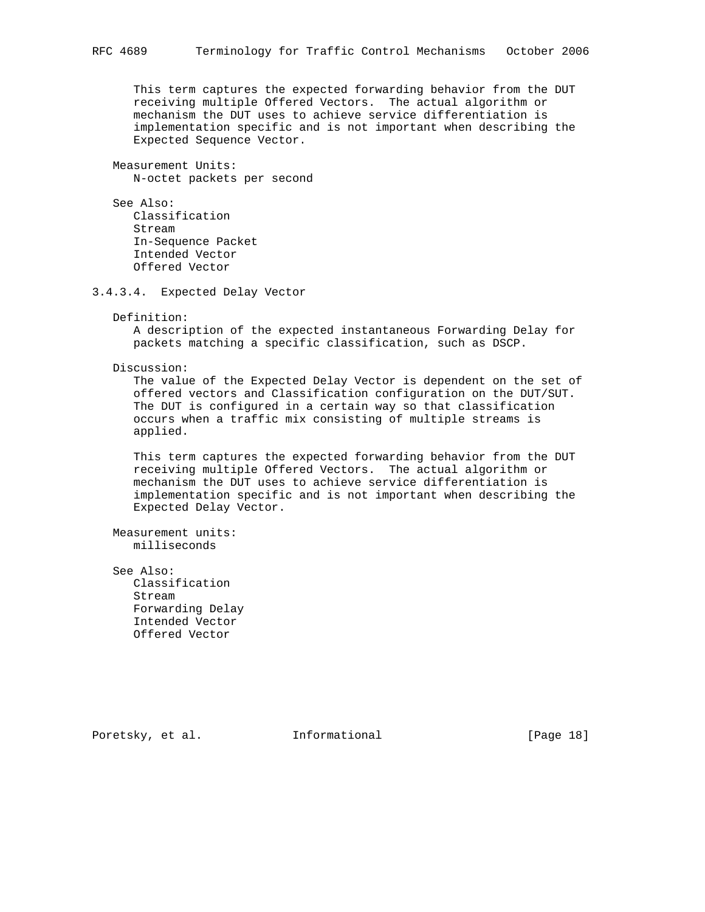This term captures the expected forwarding behavior from the DUT receiving multiple Offered Vectors. The actual algorithm or mechanism the DUT uses to achieve service differentiation is implementation specific and is not important when describing the Expected Sequence Vector.

Measurement Units:
N-octet packets per second

See Also:
Classification
Stream
In-Sequence Packet
Intended Vector
Offered Vector

### 3.4.3.4. Expected Delay Vector

Definition:
A description of the expected instantaneous Forwarding Delay for packets matching a specific classification, such as DSCP.

Discussion:
The value of the Expected Delay Vector is dependent on the set of offered vectors and Classification configuration on the DUT/SUT. The DUT is configured in a certain way so that classification occurs when a traffic mix consisting of multiple streams is applied.

This term captures the expected forwarding behavior from the DUT receiving multiple Offered Vectors. The actual algorithm or mechanism the DUT uses to achieve service differentiation is implementation specific and is not important when describing the Expected Delay Vector.

Measurement units:
milliseconds

See Also:
Classification
Stream
Forwarding Delay
Intended Vector
Offered Vector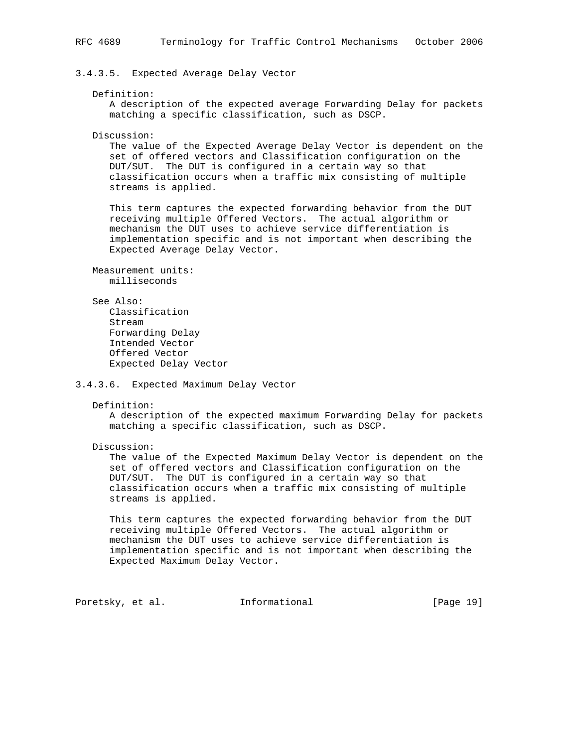#### 3.4.3.5. Expected Average Delay Vector

Definition:
A description of the expected average Forwarding Delay for packets matching a specific classification, such as DSCP.

Discussion:
The value of the Expected Average Delay Vector is dependent on the set of offered vectors and Classification configuration on the DUT/SUT. The DUT is configured in a certain way so that classification occurs when a traffic mix consisting of multiple streams is applied.

This term captures the expected forwarding behavior from the DUT receiving multiple Offered Vectors. The actual algorithm or mechanism the DUT uses to achieve service differentiation is implementation specific and is not important when describing the Expected Average Delay Vector.

Measurement units:
milliseconds

See Also:
Classification
Stream
Forwarding Delay
Intended Vector
Offered Vector
Expected Delay Vector

#### 3.4.3.6. Expected Maximum Delay Vector

Definition:
A description of the expected maximum Forwarding Delay for packets matching a specific classification, such as DSCP.

Discussion:
The value of the Expected Maximum Delay Vector is dependent on the set of offered vectors and Classification configuration on the DUT/SUT. The DUT is configured in a certain way so that classification occurs when a traffic mix consisting of multiple streams is applied.

This term captures the expected forwarding behavior from the DUT receiving multiple Offered Vectors. The actual algorithm or mechanism the DUT uses to achieve service differentiation is implementation specific and is not important when describing the Expected Maximum Delay Vector.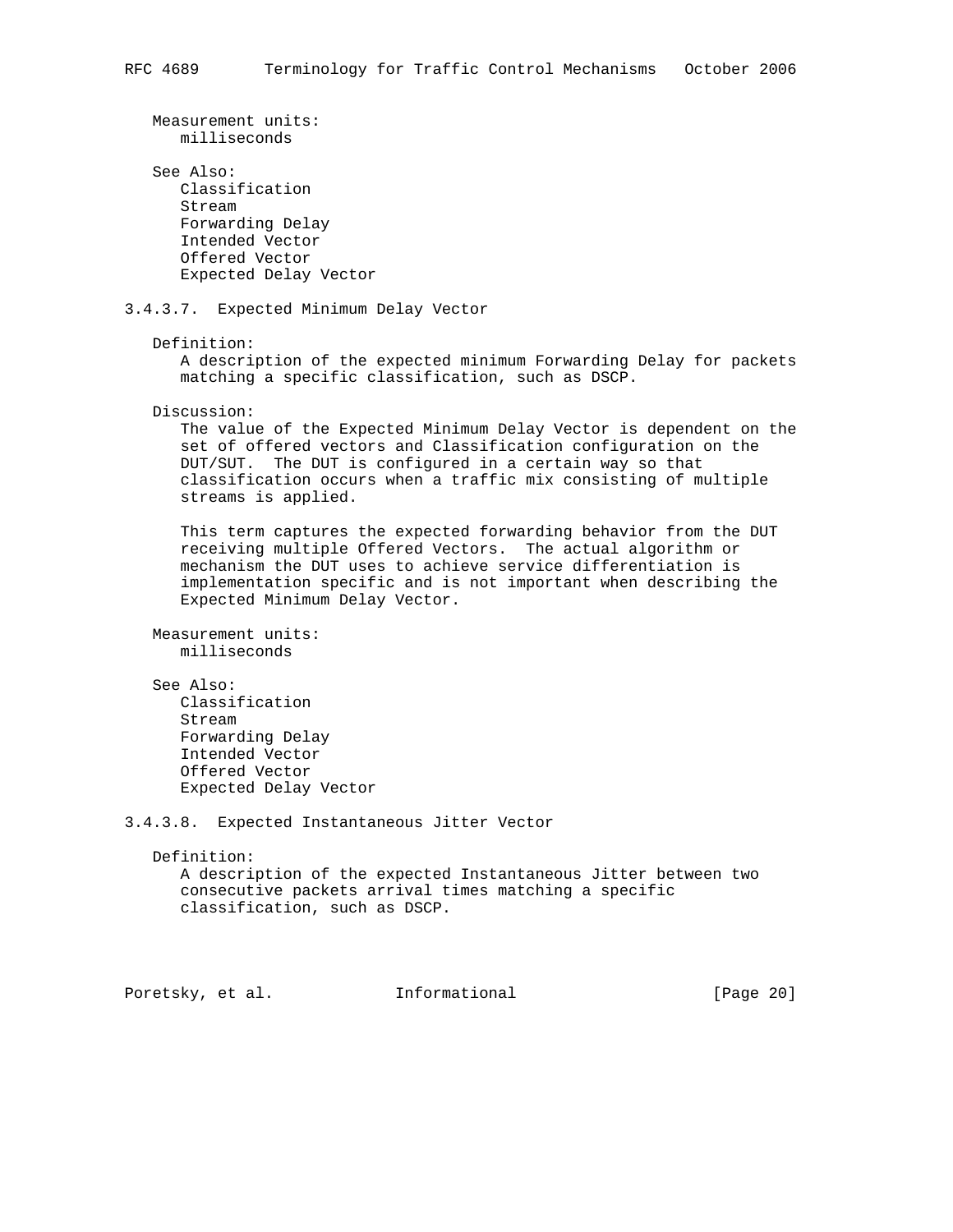Measurement units:
milliseconds

See Also:
Classification
Stream
Forwarding Delay
Intended Vector
Offered Vector
Expected Delay Vector

#### 3.4.3.7. Expected Minimum Delay Vector

Definition:
A description of the expected minimum Forwarding Delay for packets matching a specific classification, such as DSCP.

Discussion:
The value of the Expected Minimum Delay Vector is dependent on the set of offered vectors and Classification configuration on the DUT/SUT. The DUT is configured in a certain way so that classification occurs when a traffic mix consisting of multiple streams is applied.

This term captures the expected forwarding behavior from the DUT receiving multiple Offered Vectors. The actual algorithm or mechanism the DUT uses to achieve service differentiation is implementation specific and is not important when describing the Expected Minimum Delay Vector.

Measurement units:
milliseconds

See Also:
Classification
Stream
Forwarding Delay
Intended Vector
Offered Vector
Expected Delay Vector

#### 3.4.3.8. Expected Instantaneous Jitter Vector

Definition:
A description of the expected Instantaneous Jitter between two consecutive packets arrival times matching a specific classification, such as DSCP.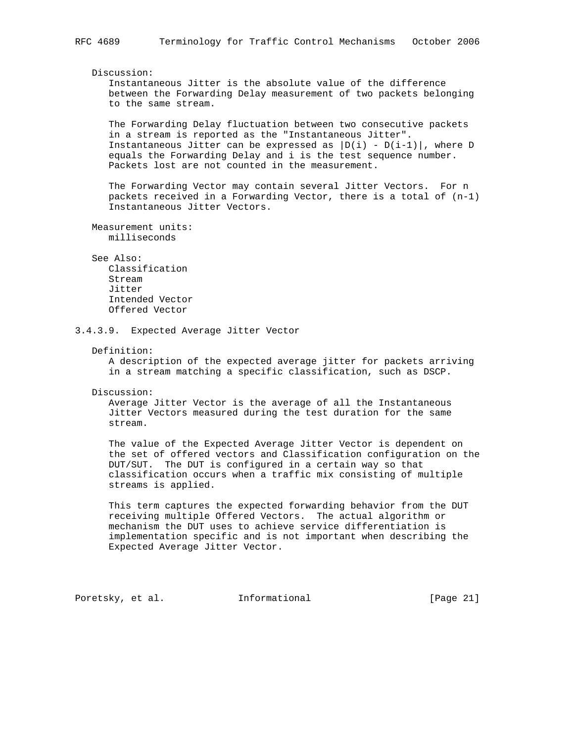Discussion:

Instantaneous Jitter is the absolute value of the difference between the Forwarding Delay measurement of two packets belonging to the same stream.

The Forwarding Delay fluctuation between two consecutive packets in a stream is reported as the "Instantaneous Jitter". Instantaneous Jitter can be expressed as $|D(i) - D(i-1)|$, where D equals the Forwarding Delay and i is the test sequence number. Packets lost are not counted in the measurement.

The Forwarding Vector may contain several Jitter Vectors. For n packets received in a Forwarding Vector, there is a total of (n-1) Instantaneous Jitter Vectors.

Measurement units:

milliseconds

See Also:

Classification
Stream
Jitter
Intended Vector
Offered Vector

### 3.4.3.9. Expected Average Jitter Vector

Definition:

A description of the expected average jitter for packets arriving in a stream matching a specific classification, such as DSCP.

Discussion:

Average Jitter Vector is the average of all the Instantaneous Jitter Vectors measured during the test duration for the same stream.

The value of the Expected Average Jitter Vector is dependent on the set of offered vectors and Classification configuration on the DUT/SUT. The DUT is configured in a certain way so that classification occurs when a traffic mix consisting of multiple streams is applied.

This term captures the expected forwarding behavior from the DUT receiving multiple Offered Vectors. The actual algorithm or mechanism the DUT uses to achieve service differentiation is implementation specific and is not important when describing the Expected Average Jitter Vector.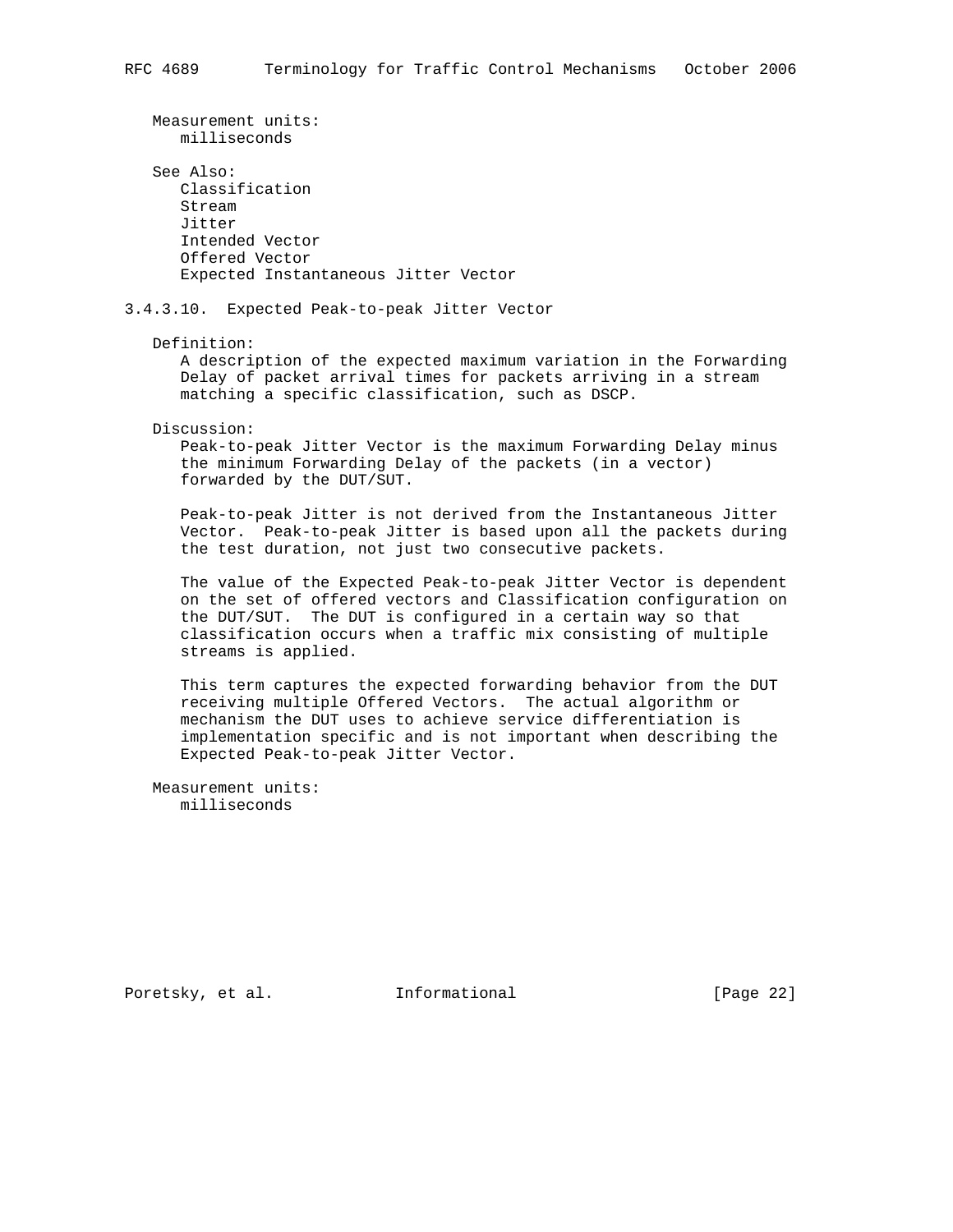Measurement units:
milliseconds

See Also:
Classification
Stream
Jitter
Intended Vector
Offered Vector
Expected Instantaneous Jitter Vector

### 3.4.3.10. Expected Peak-to-peak Jitter Vector

Definition:
A description of the expected maximum variation in the Forwarding Delay of packet arrival times for packets arriving in a stream matching a specific classification, such as DSCP.

Discussion:
Peak-to-peak Jitter Vector is the maximum Forwarding Delay minus the minimum Forwarding Delay of the packets (in a vector) forwarded by the DUT/SUT.

Peak-to-peak Jitter is not derived from the Instantaneous Jitter Vector. Peak-to-peak Jitter is based upon all the packets during the test duration, not just two consecutive packets.

The value of the Expected Peak-to-peak Jitter Vector is dependent on the set of offered vectors and Classification configuration on the DUT/SUT. The DUT is configured in a certain way so that classification occurs when a traffic mix consisting of multiple streams is applied.

This term captures the expected forwarding behavior from the DUT receiving multiple Offered Vectors. The actual algorithm or mechanism the DUT uses to achieve service differentiation is implementation specific and is not important when describing the Expected Peak-to-peak Jitter Vector.

Measurement units:
milliseconds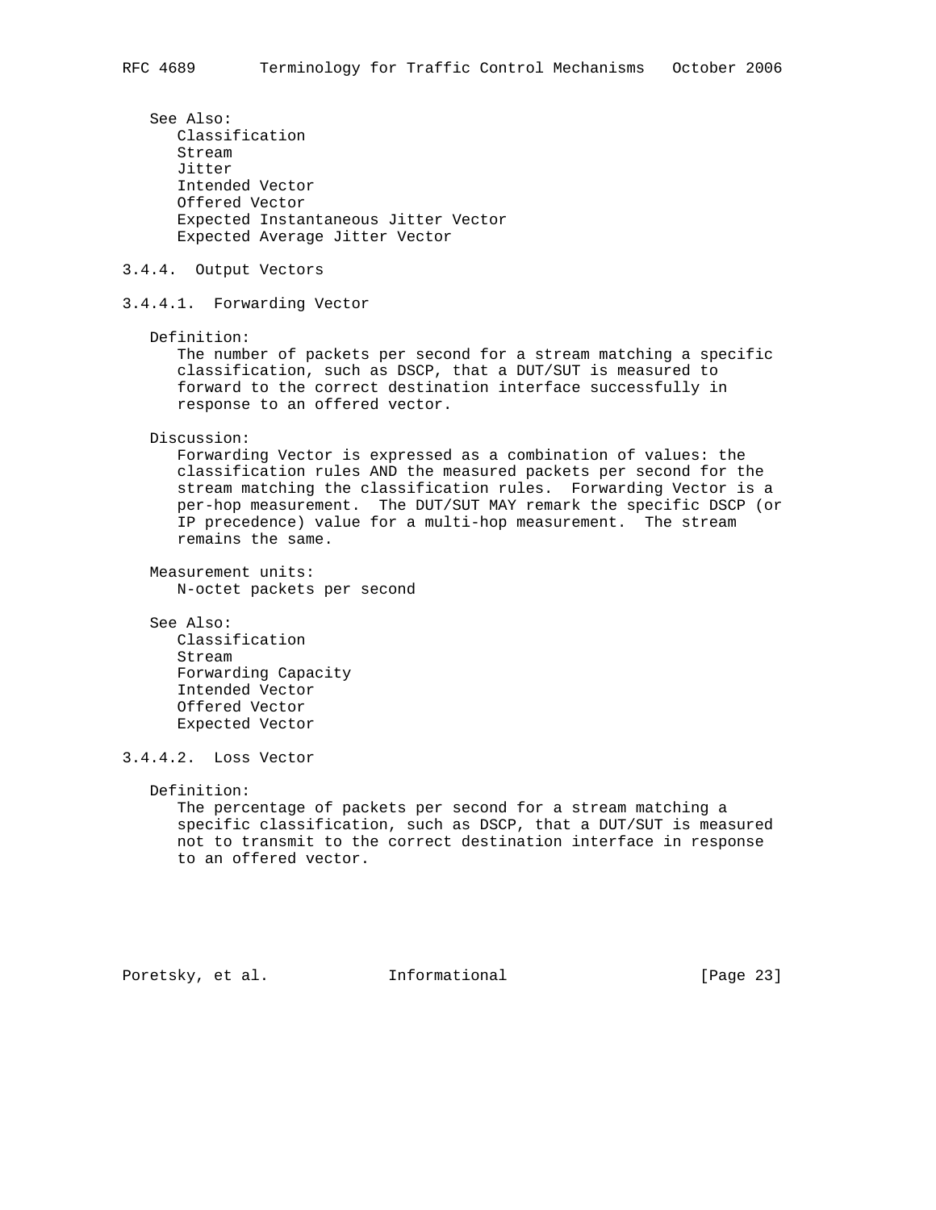See Also:
- Classification
- Stream
- Jitter
- Intended Vector
- Offered Vector
- Expected Instantaneous Jitter Vector
- Expected Average Jitter Vector

#### 3.4.4. Output Vectors

##### 3.4.4.1. Forwarding Vector

Definition:

The number of packets per second for a stream matching a specific classification, such as DSCP, that a DUT/SUT is measured to forward to the correct destination interface successfully in response to an offered vector.

Discussion:

Forwarding Vector is expressed as a combination of values: the classification rules AND the measured packets per second for the stream matching the classification rules. Forwarding Vector is a per-hop measurement. The DUT/SUT MAY remark the specific DSCP (or IP precedence) value for a multi-hop measurement. The stream remains the same.

Measurement units:

N-octet packets per second

See Also:
- Classification
- Stream
- Forwarding Capacity
- Intended Vector
- Offered Vector
- Expected Vector

##### 3.4.4.2. Loss Vector

Definition:

The percentage of packets per second for a stream matching a specific classification, such as DSCP, that a DUT/SUT is measured not to transmit to the correct destination interface in response to an offered vector.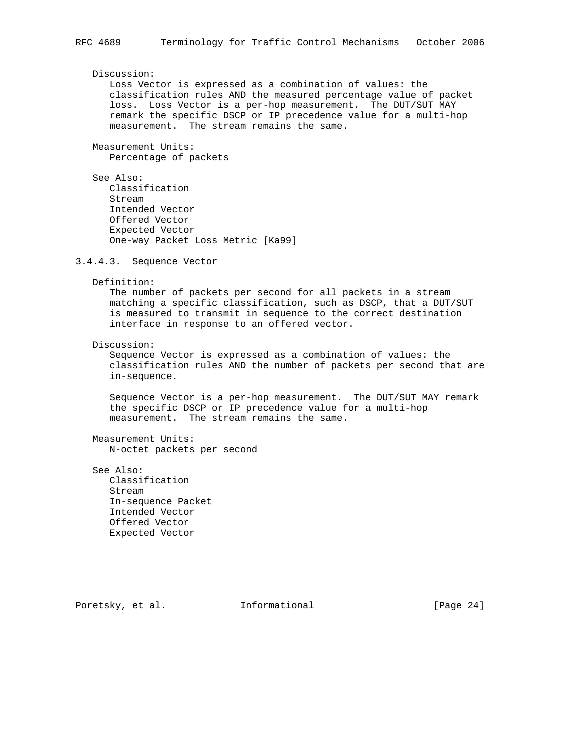Discussion:
Loss Vector is expressed as a combination of values: the classification rules AND the measured percentage value of packet loss. Loss Vector is a per-hop measurement. The DUT/SUT MAY remark the specific DSCP or IP precedence value for a multi-hop measurement. The stream remains the same.

Measurement Units:
Percentage of packets

See Also:
Classification
Stream
Intended Vector
Offered Vector
Expected Vector
One-way Packet Loss Metric [Ka99]

#### 3.4.4.3. Sequence Vector

Definition:
The number of packets per second for all packets in a stream matching a specific classification, such as DSCP, that a DUT/SUT is measured to transmit in sequence to the correct destination interface in response to an offered vector.

Discussion:
Sequence Vector is expressed as a combination of values: the classification rules AND the number of packets per second that are in-sequence.

Sequence Vector is a per-hop measurement. The DUT/SUT MAY remark the specific DSCP or IP precedence value for a multi-hop measurement. The stream remains the same.

Measurement Units:
N-octet packets per second

See Also:
Classification
Stream
In-sequence Packet
Intended Vector
Offered Vector
Expected Vector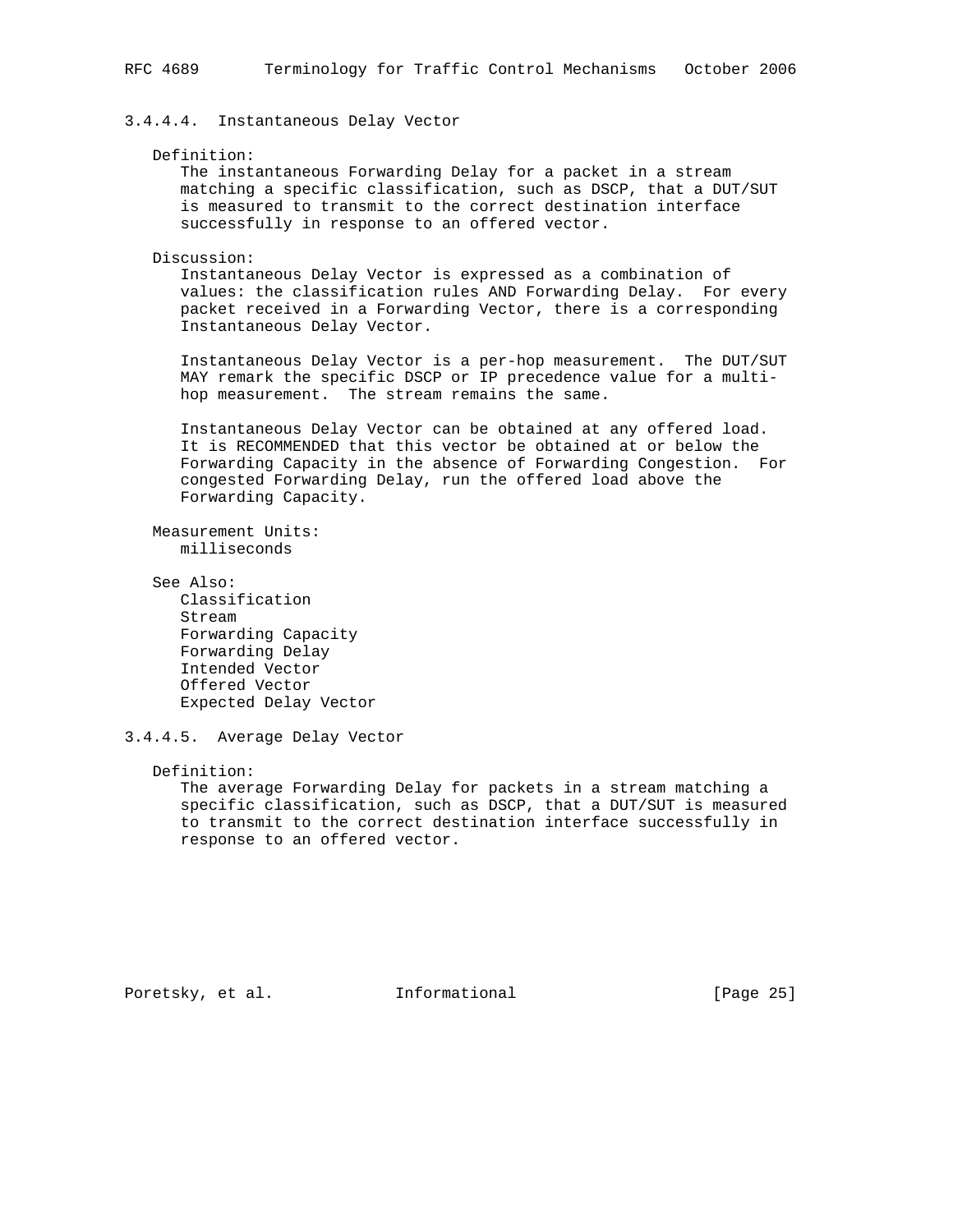#### 3.4.4.4. Instantaneous Delay Vector

Definition:

The instantaneous Forwarding Delay for a packet in a stream matching a specific classification, such as DSCP, that a DUT/SUT is measured to transmit to the correct destination interface successfully in response to an offered vector.

Discussion:

Instantaneous Delay Vector is expressed as a combination of values: the classification rules AND Forwarding Delay. For every packet received in a Forwarding Vector, there is a corresponding Instantaneous Delay Vector.

Instantaneous Delay Vector is a per-hop measurement. The DUT/SUT MAY remark the specific DSCP or IP precedence value for a multi-hop measurement. The stream remains the same.

Instantaneous Delay Vector can be obtained at any offered load. It is RECOMMENDED that this vector be obtained at or below the Forwarding Capacity in the absence of Forwarding Congestion. For congested Forwarding Delay, run the offered load above the Forwarding Capacity.

Measurement Units:

milliseconds

See Also:

Classification
Stream
Forwarding Capacity
Forwarding Delay
Intended Vector
Offered Vector
Expected Delay Vector

#### 3.4.4.5. Average Delay Vector

Definition:

The average Forwarding Delay for packets in a stream matching a specific classification, such as DSCP, that a DUT/SUT is measured to transmit to the correct destination interface successfully in response to an offered vector.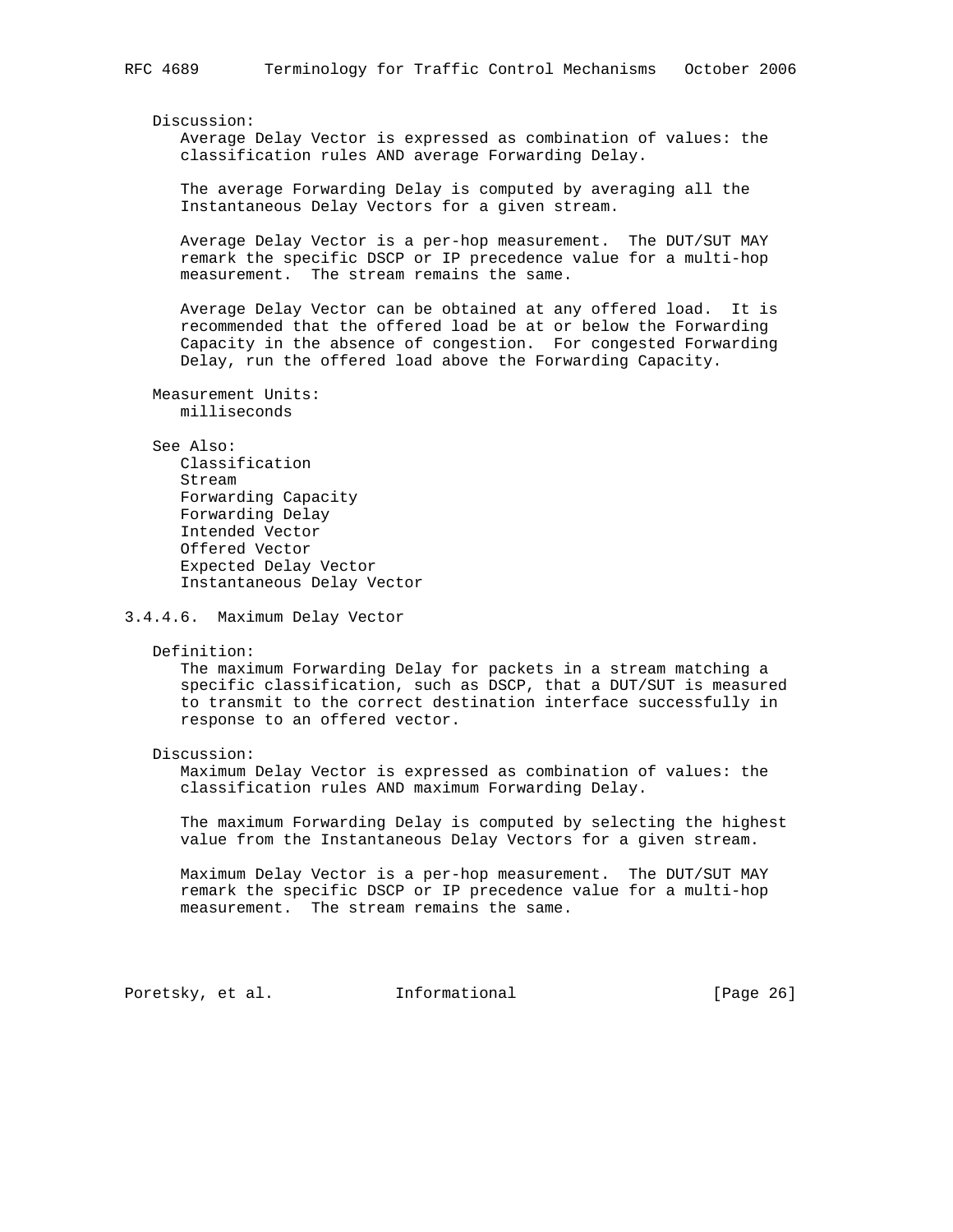Discussion:

Average Delay Vector is expressed as combination of values: the classification rules AND average Forwarding Delay.

The average Forwarding Delay is computed by averaging all the Instantaneous Delay Vectors for a given stream.

Average Delay Vector is a per-hop measurement. The DUT/SUT MAY remark the specific DSCP or IP precedence value for a multi-hop measurement. The stream remains the same.

Average Delay Vector can be obtained at any offered load. It is recommended that the offered load be at or below the Forwarding Capacity in the absence of congestion. For congested Forwarding Delay, run the offered load above the Forwarding Capacity.

Measurement Units:

milliseconds

See Also:

- Classification
- Stream
- Forwarding Capacity
- Forwarding Delay
- Intended Vector
- Offered Vector
- Expected Delay Vector
- Instantaneous Delay Vector

#### 3.4.4.6. Maximum Delay Vector

Definition:

The maximum Forwarding Delay for packets in a stream matching a specific classification, such as DSCP, that a DUT/SUT is measured to transmit to the correct destination interface successfully in response to an offered vector.

Discussion:

Maximum Delay Vector is expressed as combination of values: the classification rules AND maximum Forwarding Delay.

The maximum Forwarding Delay is computed by selecting the highest value from the Instantaneous Delay Vectors for a given stream.

Maximum Delay Vector is a per-hop measurement. The DUT/SUT MAY remark the specific DSCP or IP precedence value for a multi-hop measurement. The stream remains the same.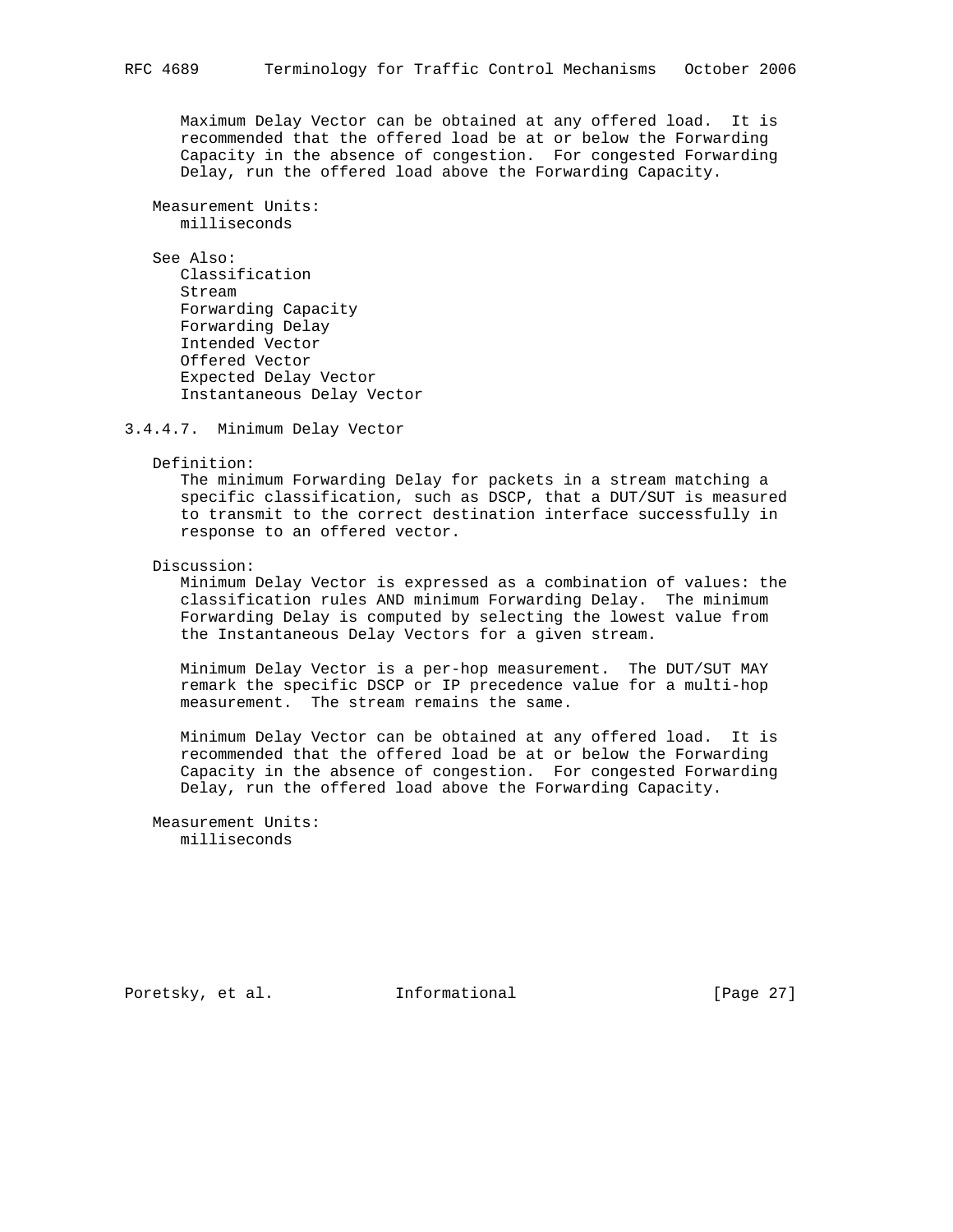Maximum Delay Vector can be obtained at any offered load. It is recommended that the offered load be at or below the Forwarding Capacity in the absence of congestion. For congested Forwarding Delay, run the offered load above the Forwarding Capacity.

Measurement Units:
milliseconds

See Also:
Classification
Stream
Forwarding Capacity
Forwarding Delay
Intended Vector
Offered Vector
Expected Delay Vector
Instantaneous Delay Vector

### 3.4.4.7. Minimum Delay Vector

Definition:
The minimum Forwarding Delay for packets in a stream matching a specific classification, such as DSCP, that a DUT/SUT is measured to transmit to the correct destination interface successfully in response to an offered vector.

Discussion:
Minimum Delay Vector is expressed as a combination of values: the classification rules AND minimum Forwarding Delay. The minimum Forwarding Delay is computed by selecting the lowest value from the Instantaneous Delay Vectors for a given stream.

Minimum Delay Vector is a per-hop measurement. The DUT/SUT MAY remark the specific DSCP or IP precedence value for a multi-hop measurement. The stream remains the same.

Minimum Delay Vector can be obtained at any offered load. It is recommended that the offered load be at or below the Forwarding Capacity in the absence of congestion. For congested Forwarding Delay, run the offered load above the Forwarding Capacity.

Measurement Units:
milliseconds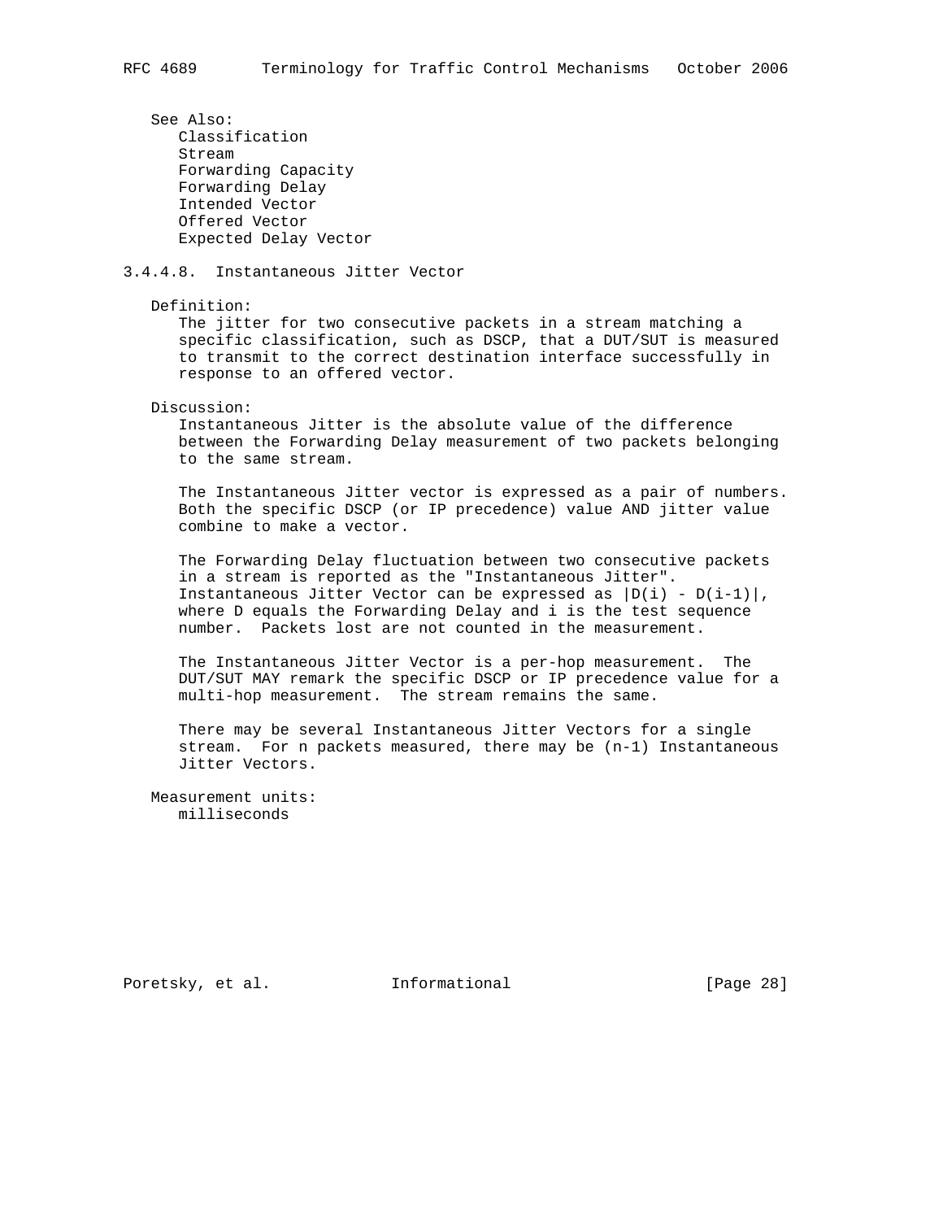See Also:

- Classification
- Stream
- Forwarding Capacity
- Forwarding Delay
- Intended Vector
- Offered Vector
- Expected Delay Vector

### 3.4.4.8. Instantaneous Jitter Vector

Definition:

The jitter for two consecutive packets in a stream matching a specific classification, such as DSCP, that a DUT/SUT is measured to transmit to the correct destination interface successfully in response to an offered vector.

Discussion:

Instantaneous Jitter is the absolute value of the difference between the Forwarding Delay measurement of two packets belonging to the same stream.

The Instantaneous Jitter vector is expressed as a pair of numbers. Both the specific DSCP (or IP precedence) value AND jitter value combine to make a vector.

The Forwarding Delay fluctuation between two consecutive packets in a stream is reported as the "Instantaneous Jitter". Instantaneous Jitter Vector can be expressed as $|D(i) - D(i-1)|$, where D equals the Forwarding Delay and i is the test sequence number. Packets lost are not counted in the measurement.

The Instantaneous Jitter Vector is a per-hop measurement. The DUT/SUT MAY remark the specific DSCP or IP precedence value for a multi-hop measurement. The stream remains the same.

There may be several Instantaneous Jitter Vectors for a single stream. For n packets measured, there may be (n-1) Instantaneous Jitter Vectors.

Measurement units:

milliseconds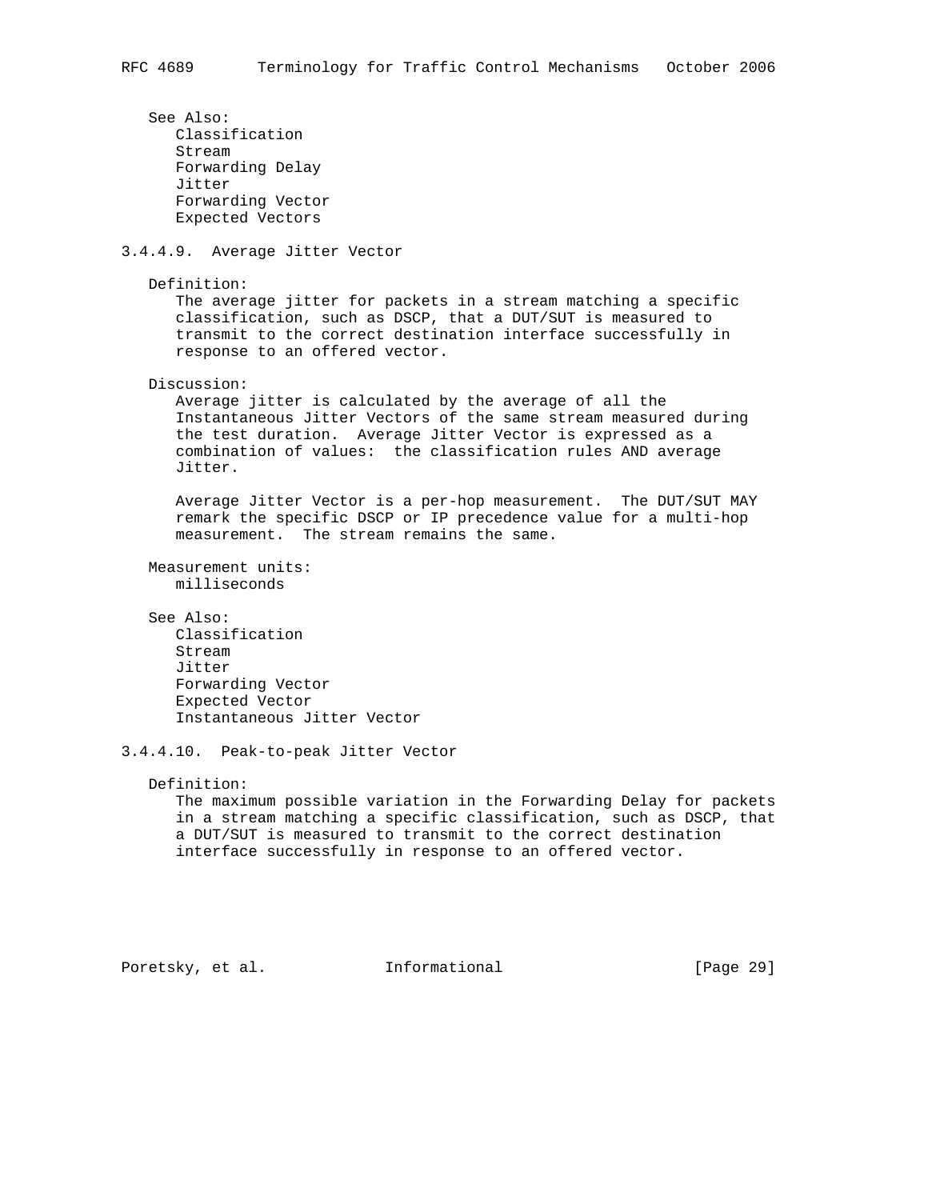See Also:
Classification
Stream
Forwarding Delay
Jitter
Forwarding Vector
Expected Vectors

#### 3.4.4.9. Average Jitter Vector

Definition:

The average jitter for packets in a stream matching a specific classification, such as DSCP, that a DUT/SUT is measured to transmit to the correct destination interface successfully in response to an offered vector.

Discussion:

Average jitter is calculated by the average of all the Instantaneous Jitter Vectors of the same stream measured during the test duration. Average Jitter Vector is expressed as a combination of values: the classification rules AND average Jitter.

Average Jitter Vector is a per-hop measurement. The DUT/SUT MAY remark the specific DSCP or IP precedence value for a multi-hop measurement. The stream remains the same.

Measurement units:
milliseconds

See Also:
Classification
Stream
Jitter
Forwarding Vector
Expected Vector
Instantaneous Jitter Vector

#### 3.4.4.10. Peak-to-peak Jitter Vector

Definition:

The maximum possible variation in the Forwarding Delay for packets in a stream matching a specific classification, such as DSCP, that a DUT/SUT is measured to transmit to the correct destination interface successfully in response to an offered vector.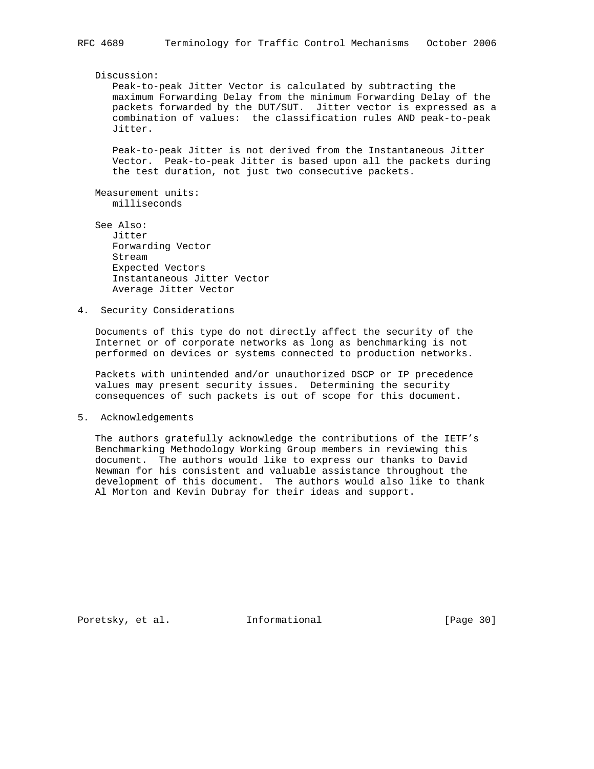Discussion:

Peak-to-peak Jitter Vector is calculated by subtracting the maximum Forwarding Delay from the minimum Forwarding Delay of the packets forwarded by the DUT/SUT. Jitter vector is expressed as a combination of values: the classification rules AND peak-to-peak Jitter.

Peak-to-peak Jitter is not derived from the Instantaneous Jitter Vector. Peak-to-peak Jitter is based upon all the packets during the test duration, not just two consecutive packets.

Measurement units:

milliseconds

See Also:

Jitter
Forwarding Vector
Stream
Expected Vectors
Instantaneous Jitter Vector
Average Jitter Vector

## 4. Security Considerations

Documents of this type do not directly affect the security of the Internet or of corporate networks as long as benchmarking is not performed on devices or systems connected to production networks.

Packets with unintended and/or unauthorized DSCP or IP precedence values may present security issues. Determining the security consequences of such packets is out of scope for this document.

## 5. Acknowledgements

The authors gratefully acknowledge the contributions of the IETF's Benchmarking Methodology Working Group members in reviewing this document. The authors would like to express our thanks to David Newman for his consistent and valuable assistance throughout the development of this document. The authors would also like to thank Al Morton and Kevin Dubray for their ideas and support.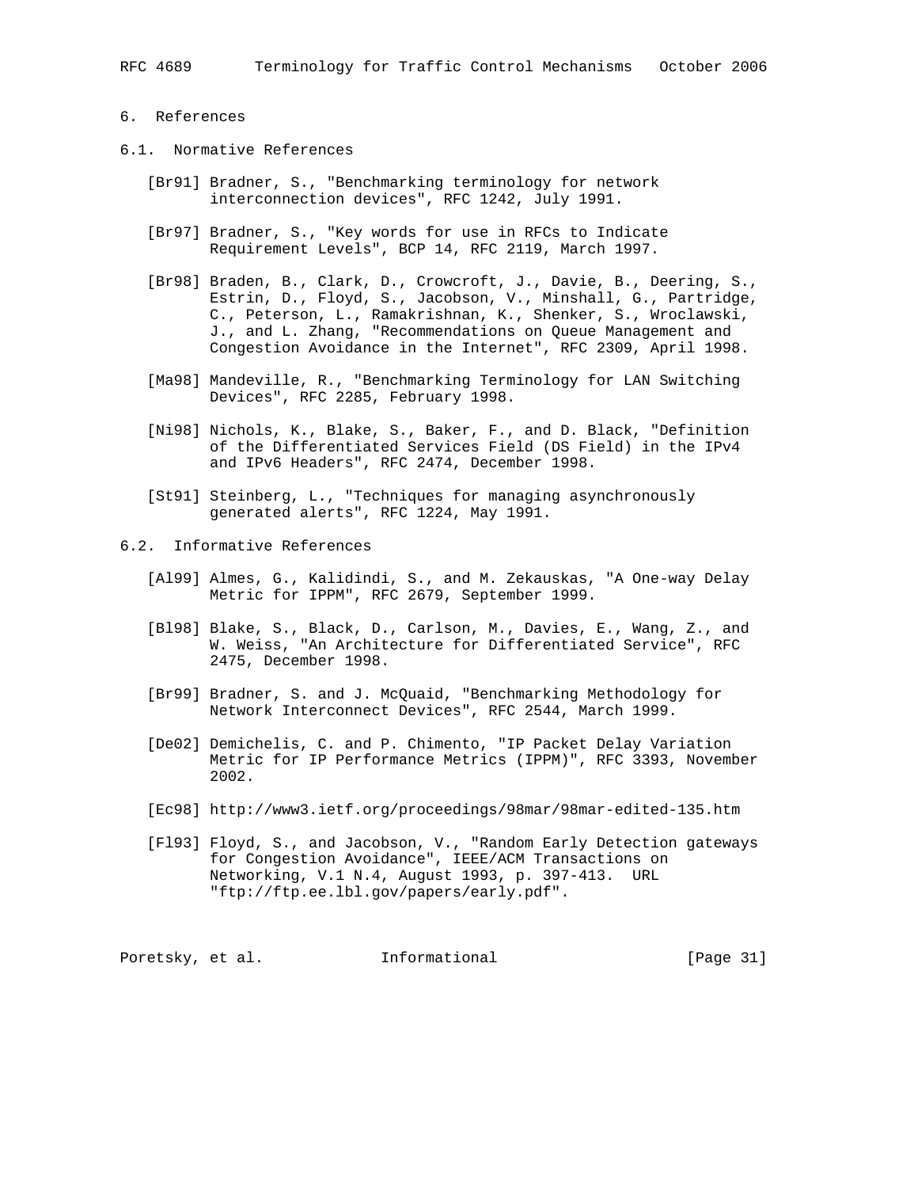## 6. References

### 6.1. Normative References

[Br91] Bradner, S., "Benchmarking terminology for network interconnection devices", RFC 1242, July 1991.

[Br97] Bradner, S., "Key words for use in RFCs to Indicate Requirement Levels", BCP 14, RFC 2119, March 1997.

[Br98] Braden, B., Clark, D., Crowcroft, J., Davie, B., Deering, S., Estrin, D., Floyd, S., Jacobson, V., Minshall, G., Partridge, C., Peterson, L., Ramakrishnan, K., Shenker, S., Wroclawski, J., and L. Zhang, "Recommendations on Queue Management and Congestion Avoidance in the Internet", RFC 2309, April 1998.

[Ma98] Mandeville, R., "Benchmarking Terminology for LAN Switching Devices", RFC 2285, February 1998.

[Ni98] Nichols, K., Blake, S., Baker, F., and D. Black, "Definition of the Differentiated Services Field (DS Field) in the IPv4 and IPv6 Headers", RFC 2474, December 1998.

[St91] Steinberg, L., "Techniques for managing asynchronously generated alerts", RFC 1224, May 1991.

### 6.2. Informative References

[Al99] Almes, G., Kalidindi, S., and M. Zekauskas, "A One-way Delay Metric for IPPM", RFC 2679, September 1999.

[Bl98] Blake, S., Black, D., Carlson, M., Davies, E., Wang, Z., and W. Weiss, "An Architecture for Differentiated Service", RFC 2475, December 1998.

[Br99] Bradner, S. and J. McQuaid, "Benchmarking Methodology for Network Interconnect Devices", RFC 2544, March 1999.

[De02] Demichelis, C. and P. Chimento, "IP Packet Delay Variation Metric for IP Performance Metrics (IPPM)", RFC 3393, November 2002.

[Ec98] http://www3.ietf.org/proceedings/98mar/98mar-edited-135.htm

[Fl93] Floyd, S., and Jacobson, V., "Random Early Detection gateways for Congestion Avoidance", IEEE/ACM Transactions on Networking, V.1 N.4, August 1993, p. 397-413. URL "ftp://ftp.ee.lbl.gov/papers/early.pdf".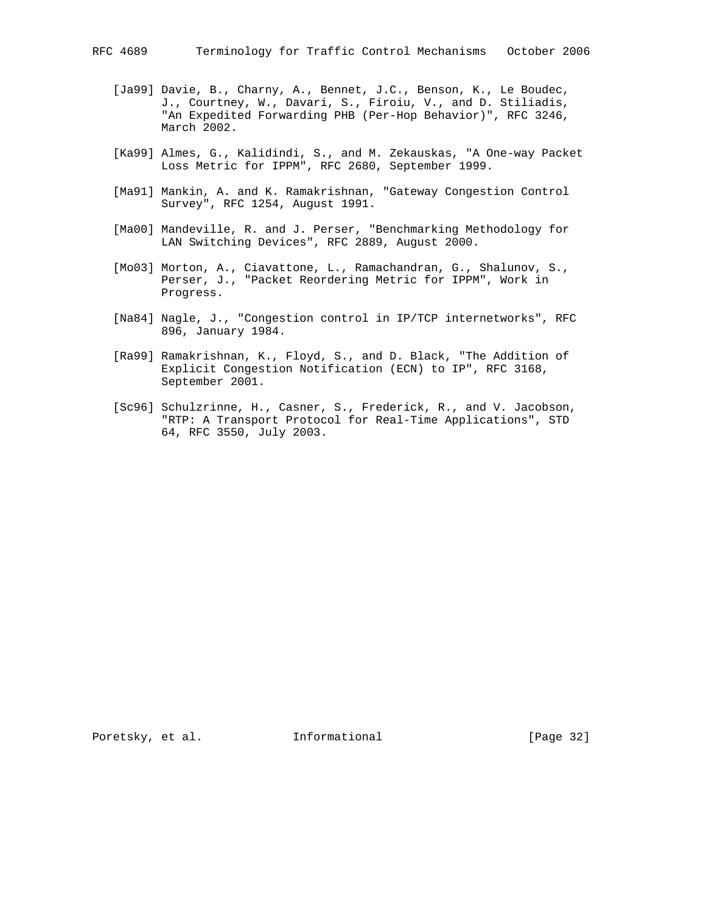[Ja99] Davie, B., Charny, A., Bennet, J.C., Benson, K., Le Boudec, J., Courtney, W., Davari, S., Firoiu, V., and D. Stiliadis, "An Expedited Forwarding PHB (Per-Hop Behavior)", RFC 3246, March 2002.

[Ka99] Almes, G., Kalidindi, S., and M. Zekauskas, "A One-way Packet Loss Metric for IPPM", RFC 2680, September 1999.

[Ma91] Mankin, A. and K. Ramakrishnan, "Gateway Congestion Control Survey", RFC 1254, August 1991.

[Ma00] Mandeville, R. and J. Perser, "Benchmarking Methodology for LAN Switching Devices", RFC 2889, August 2000.

[Mo03] Morton, A., Ciavattone, L., Ramachandran, G., Shalunov, S., Perser, J., "Packet Reordering Metric for IPPM", Work in Progress.

[Na84] Nagle, J., "Congestion control in IP/TCP internetworks", RFC 896, January 1984.

[Ra99] Ramakrishnan, K., Floyd, S., and D. Black, "The Addition of Explicit Congestion Notification (ECN) to IP", RFC 3168, September 2001.

[Sc96] Schulzrinne, H., Casner, S., Frederick, R., and V. Jacobson, "RTP: A Transport Protocol for Real-Time Applications", STD 64, RFC 3550, July 2003.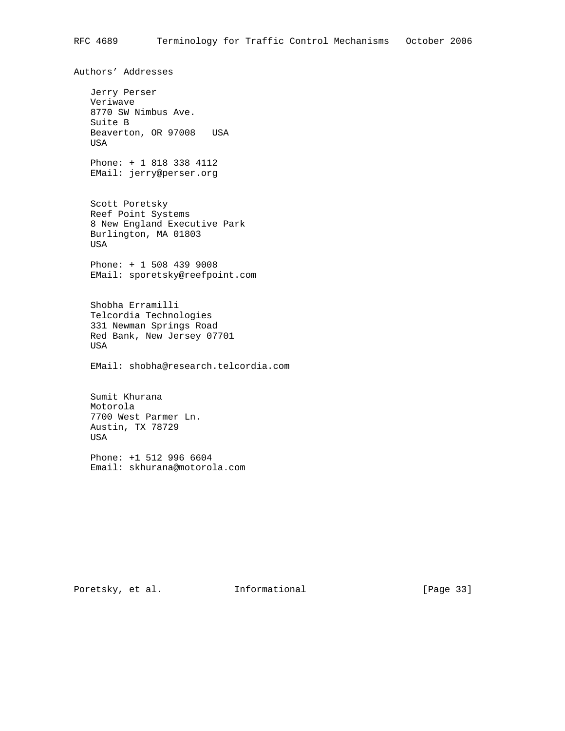# Authors' Addresses

Jerry Perser
Veriwave
8770 SW Nimbus Ave.
Suite B
Beaverton, OR 97008   USA
USA

Phone: + 1 818 338 4112
EMail: jerry@perser.org

Scott Poretsky
Reef Point Systems
8 New England Executive Park
Burlington, MA 01803
USA

Phone: + 1 508 439 9008
EMail: sporetsky@reefpoint.com

Shobha Erramilli
Telcordia Technologies
331 Newman Springs Road
Red Bank, New Jersey 07701
USA

EMail: shobha@research.telcordia.com

Sumit Khurana
Motorola
7700 West Parmer Ln.
Austin, TX 78729
USA

Phone: +1 512 996 6604
Email: skhurana@motorola.com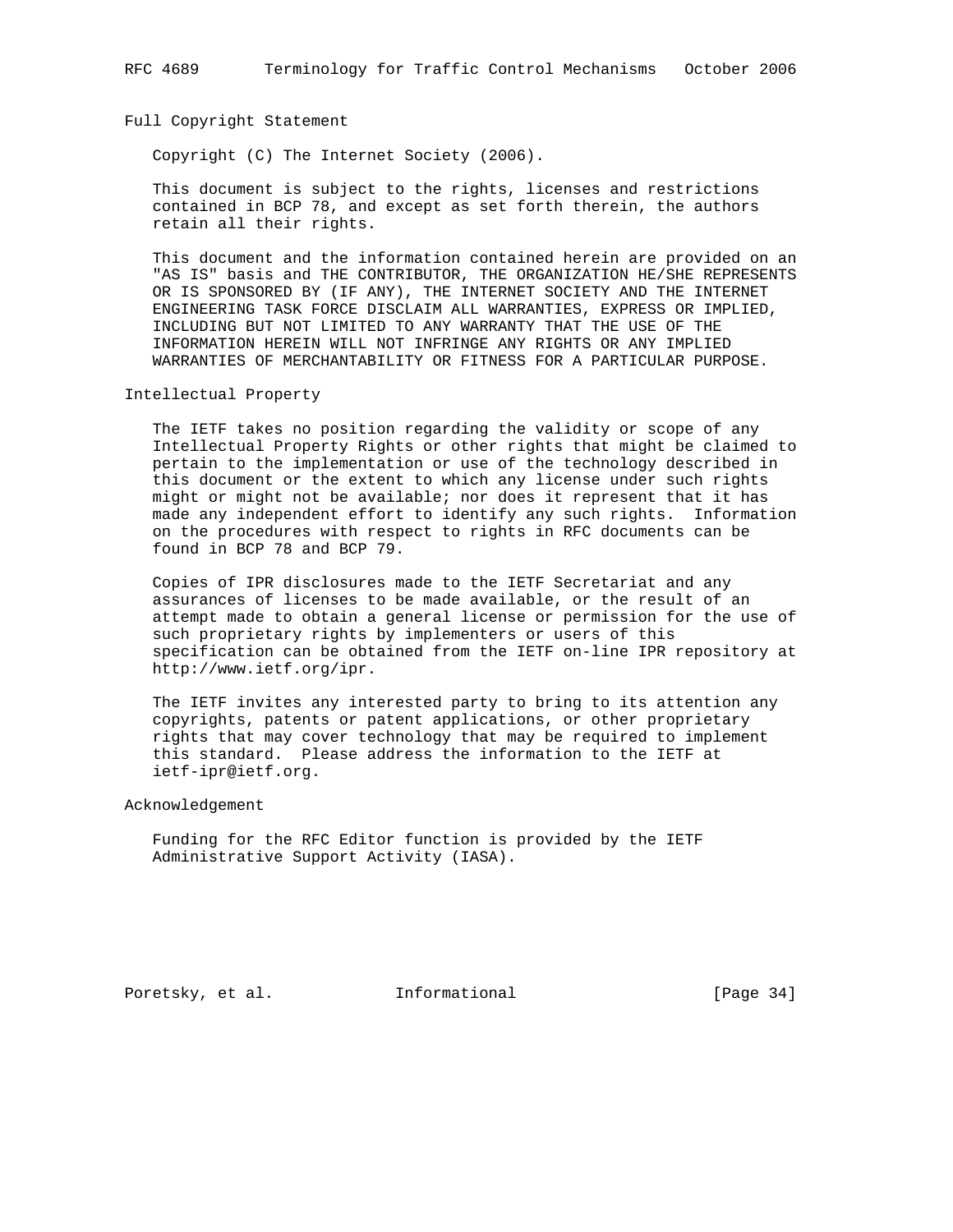## Full Copyright Statement

Copyright (C) The Internet Society (2006).

This document is subject to the rights, licenses and restrictions contained in BCP 78, and except as set forth therein, the authors retain all their rights.

This document and the information contained herein are provided on an "AS IS" basis and THE CONTRIBUTOR, THE ORGANIZATION HE/SHE REPRESENTS OR IS SPONSORED BY (IF ANY), THE INTERNET SOCIETY AND THE INTERNET ENGINEERING TASK FORCE DISCLAIM ALL WARRANTIES, EXPRESS OR IMPLIED, INCLUDING BUT NOT LIMITED TO ANY WARRANTY THAT THE USE OF THE INFORMATION HEREIN WILL NOT INFRINGE ANY RIGHTS OR ANY IMPLIED WARRANTIES OF MERCHANTABILITY OR FITNESS FOR A PARTICULAR PURPOSE.

## Intellectual Property

The IETF takes no position regarding the validity or scope of any Intellectual Property Rights or other rights that might be claimed to pertain to the implementation or use of the technology described in this document or the extent to which any license under such rights might or might not be available; nor does it represent that it has made any independent effort to identify any such rights. Information on the procedures with respect to rights in RFC documents can be found in BCP 78 and BCP 79.

Copies of IPR disclosures made to the IETF Secretariat and any assurances of licenses to be made available, or the result of an attempt made to obtain a general license or permission for the use of such proprietary rights by implementers or users of this specification can be obtained from the IETF on-line IPR repository at http://www.ietf.org/ipr.

The IETF invites any interested party to bring to its attention any copyrights, patents or patent applications, or other proprietary rights that may cover technology that may be required to implement this standard. Please address the information to the IETF at ietf-ipr@ietf.org.

## Acknowledgement

Funding for the RFC Editor function is provided by the IETF Administrative Support Activity (IASA).